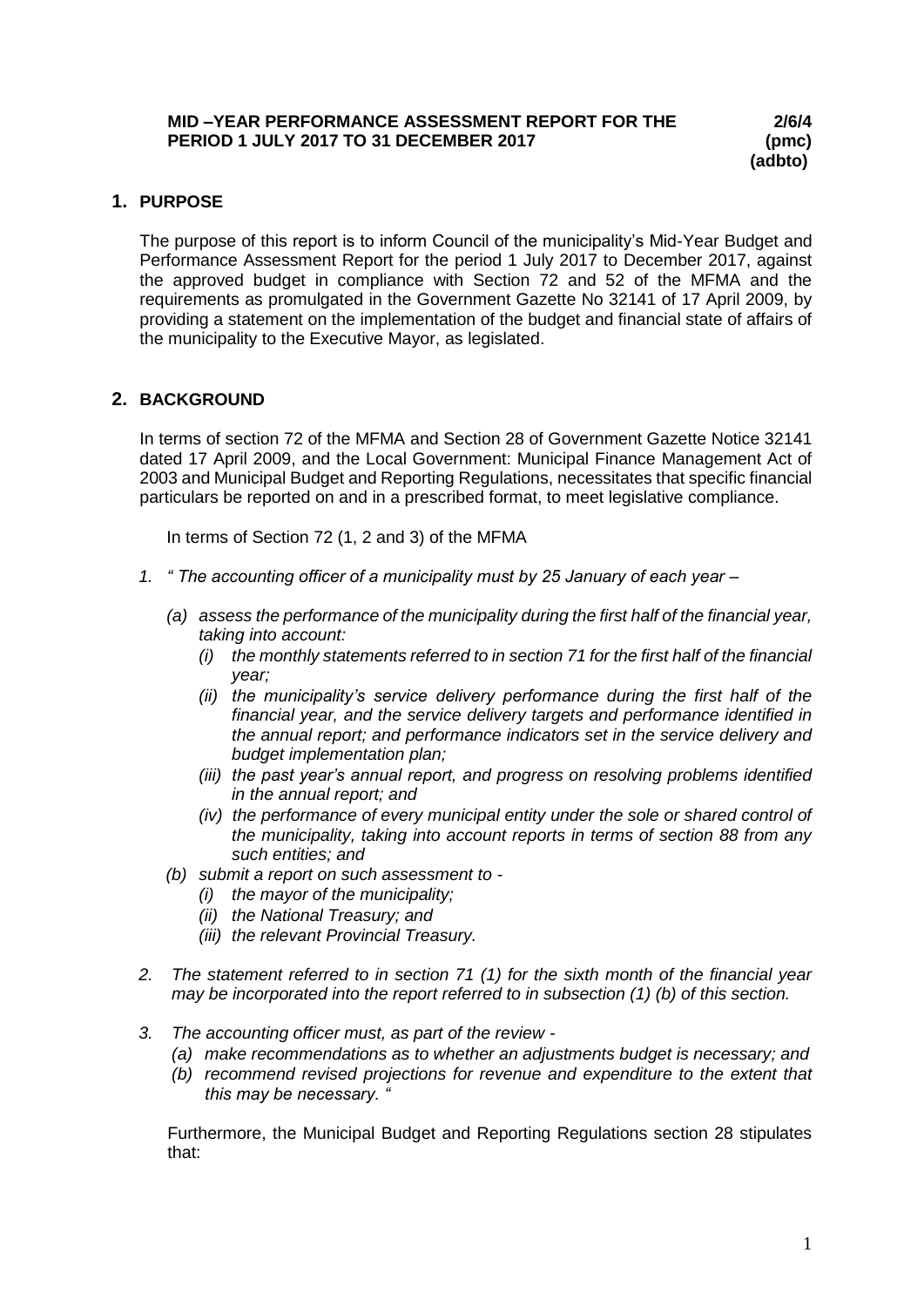**MID –YEAR PERFORMANCE ASSESSMENT REPORT FOR THE PERIOD 1 JULY 2017 TO 31 DECEMBER 2017** **2/6/4 (pmc) (adbto)**

## 1. PURPOSE

The purpose of this report is to inform Council of the municipality's Mid-Year Budget and Performance Assessment Report for the period 1 July 2017 to December 2017, against the approved budget in compliance with Section 72 and 52 of the MFMA and the requirements as promulgated in the Government Gazette No 32141 of 17 April 2009, by providing a statement on the implementation of the budget and financial state of affairs of the municipality to the Executive Mayor, as legislated.

## 2. BACKGROUND

In terms of section 72 of the MFMA and Section 28 of Government Gazette Notice 32141 dated 17 April 2009, and the Local Government: Municipal Finance Management Act of 2003 and Municipal Budget and Reporting Regulations, necessitates that specific financial particulars be reported on and in a prescribed format, to meet legislative compliance.

In terms of Section 72 (1, 2 and 3) of the MFMA

1. *" The accounting officer of a municipality must by 25 January of each year –*
   - *(a) assess the performance of the municipality during the first half of the financial year, taking into account:*
     - *(i) the monthly statements referred to in section 71 for the first half of the financial year;*
     - *(ii) the municipality's service delivery performance during the first half of the financial year, and the service delivery targets and performance identified in the annual report; and performance indicators set in the service delivery and budget implementation plan;*
     - *(iii) the past year's annual report, and progress on resolving problems identified in the annual report; and*
     - *(iv) the performance of every municipal entity under the sole or shared control of the municipality, taking into account reports in terms of section 88 from any such entities; and*
   - *(b) submit a report on such assessment to -*
     - *(i) the mayor of the municipality;*
     - *(ii) the National Treasury; and*
     - *(iii) the relevant Provincial Treasury.*
2. *The statement referred to in section 71 (1) for the sixth month of the financial year may be incorporated into the report referred to in subsection (1) (b) of this section.*
3. *The accounting officer must, as part of the review -*
   - *(a) make recommendations as to whether an adjustments budget is necessary; and*
   - *(b) recommend revised projections for revenue and expenditure to the extent that this may be necessary. "*

Furthermore, the Municipal Budget and Reporting Regulations section 28 stipulates that: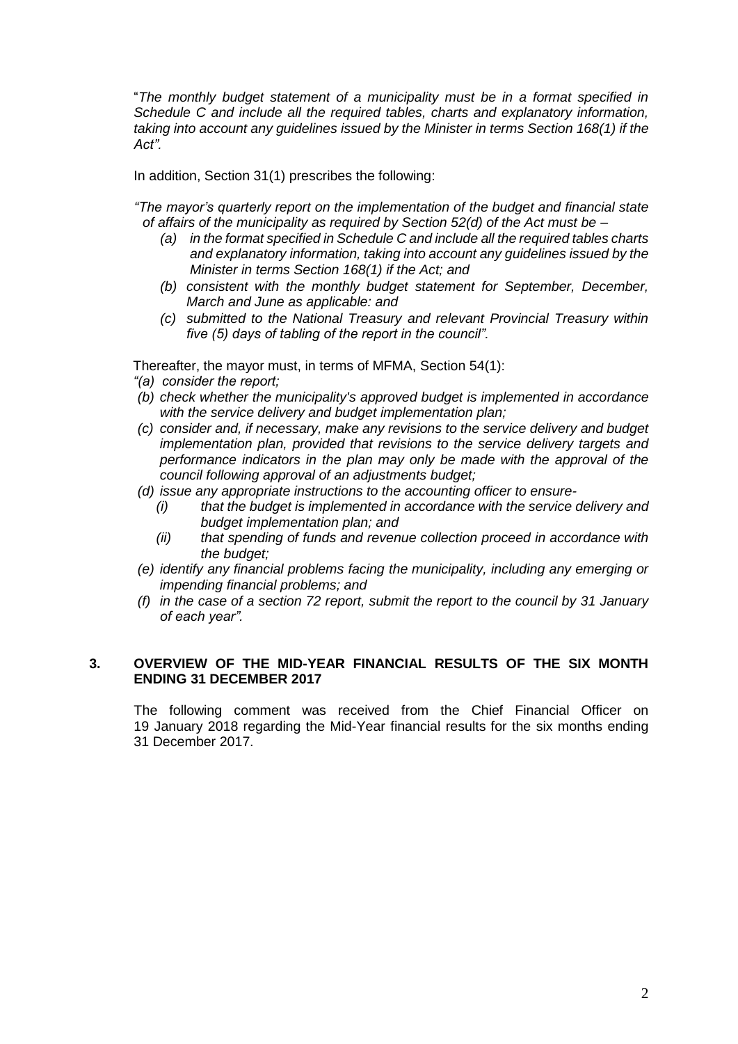"*The monthly budget statement of a municipality must be in a format specified in Schedule C and include all the required tables, charts and explanatory information, taking into account any guidelines issued by the Minister in terms Section 168(1) if the Act".*

In addition, Section 31(1) prescribes the following:

*"The mayor's quarterly report on the implementation of the budget and financial state of affairs of the municipality as required by Section 52(d) of the Act must be –*

- *(a) in the format specified in Schedule C and include all the required tables charts and explanatory information, taking into account any guidelines issued by the Minister in terms Section 168(1) if the Act; and*
- *(b) consistent with the monthly budget statement for September, December, March and June as applicable: and*
- *(c) submitted to the National Treasury and relevant Provincial Treasury within five (5) days of tabling of the report in the council".*

Thereafter, the mayor must, in terms of MFMA, Section 54(1):

- *"(a) consider the report;*
- *(b) check whether the municipality's approved budget is implemented in accordance with the service delivery and budget implementation plan;*
- *(c) consider and, if necessary, make any revisions to the service delivery and budget implementation plan, provided that revisions to the service delivery targets and performance indicators in the plan may only be made with the approval of the council following approval of an adjustments budget;*
- *(d) issue any appropriate instructions to the accounting officer to ensure-*
  - *(i) that the budget is implemented in accordance with the service delivery and budget implementation plan; and*
  - *(ii) that spending of funds and revenue collection proceed in accordance with the budget;*
- *(e) identify any financial problems facing the municipality, including any emerging or impending financial problems; and*
- *(f) in the case of a section 72 report, submit the report to the council by 31 January of each year".*

## 3. OVERVIEW OF THE MID-YEAR FINANCIAL RESULTS OF THE SIX MONTH ENDING 31 DECEMBER 2017

The following comment was received from the Chief Financial Officer on 19 January 2018 regarding the Mid-Year financial results for the six months ending 31 December 2017.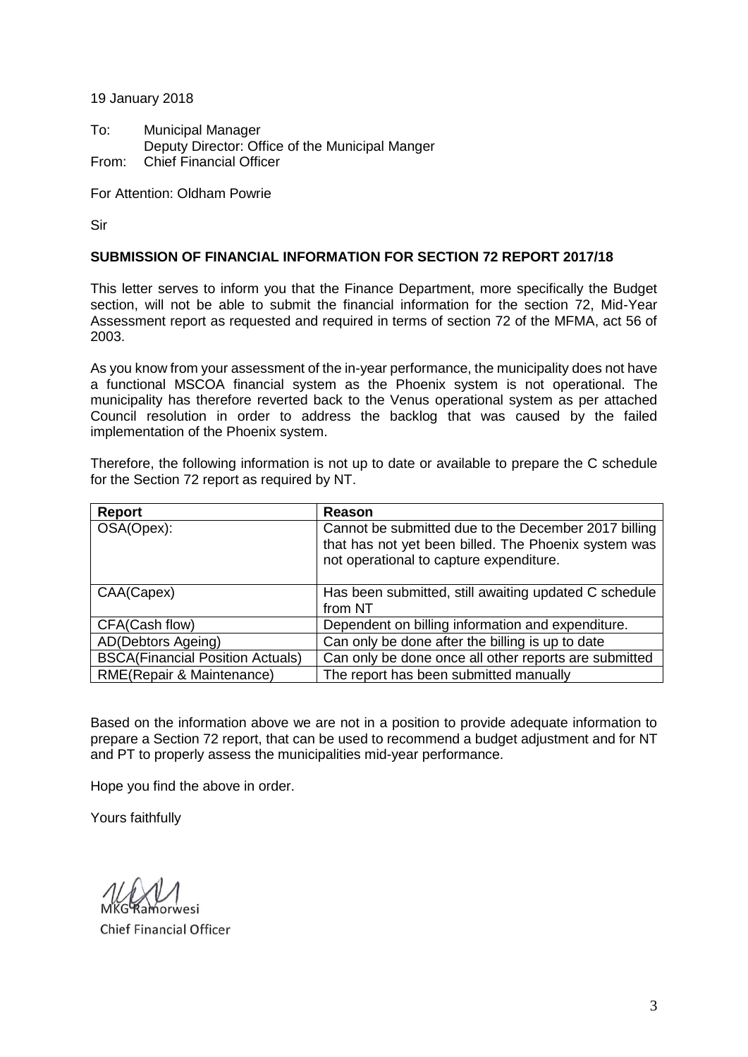19 January 2018

To: Municipal Manager
Deputy Director: Office of the Municipal Manger
From: Chief Financial Officer

For Attention: Oldham Powrie

Sir

**SUBMISSION OF FINANCIAL INFORMATION FOR SECTION 72 REPORT 2017/18**

This letter serves to inform you that the Finance Department, more specifically the Budget section, will not be able to submit the financial information for the section 72, Mid-Year Assessment report as requested and required in terms of section 72 of the MFMA, act 56 of 2003.

As you know from your assessment of the in-year performance, the municipality does not have a functional MSCOA financial system as the Phoenix system is not operational. The municipality has therefore reverted back to the Venus operational system as per attached Council resolution in order to address the backlog that was caused by the failed implementation of the Phoenix system.

Therefore, the following information is not up to date or available to prepare the C schedule for the Section 72 report as required by NT.

| Report | Reason |
|---|---|
| OSA(Opex): | Cannot be submitted due to the December 2017 billing that has not yet been billed. The Phoenix system was not operational to capture expenditure. |
| CAA(Capex) | Has been submitted, still awaiting updated C schedule from NT |
| CFA(Cash flow) | Dependent on billing information and expenditure. |
| AD(Debtors Ageing) | Can only be done after the billing is up to date |
| BSCA(Financial Position Actuals) | Can only be done once all other reports are submitted |
| RME(Repair & Maintenance) | The report has been submitted manually |

Based on the information above we are not in a position to provide adequate information to prepare a Section 72 report, that can be used to recommend a budget adjustment and for NT and PT to properly assess the municipalities mid-year performance.

Hope you find the above in order.

Yours faithfully

MKG Ramorwesi
Chief Financial Officer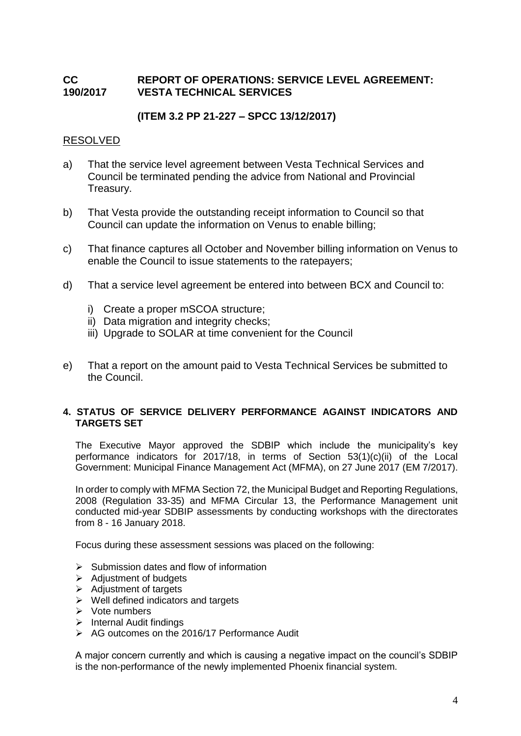**CC 190/2017 REPORT OF OPERATIONS: SERVICE LEVEL AGREEMENT: VESTA TECHNICAL SERVICES**

**(ITEM 3.2 PP 21-227 – SPCC 13/12/2017)**

RESOLVED

a) That the service level agreement between Vesta Technical Services and Council be terminated pending the advice from National and Provincial Treasury.

b) That Vesta provide the outstanding receipt information to Council so that Council can update the information on Venus to enable billing;

c) That finance captures all October and November billing information on Venus to enable the Council to issue statements to the ratepayers;

d) That a service level agreement be entered into between BCX and Council to:

   i) Create a proper mSCOA structure;
   ii) Data migration and integrity checks;
   iii) Upgrade to SOLAR at time convenient for the Council

e) That a report on the amount paid to Vesta Technical Services be submitted to the Council.

**4. STATUS OF SERVICE DELIVERY PERFORMANCE AGAINST INDICATORS AND TARGETS SET**

The Executive Mayor approved the SDBIP which include the municipality's key performance indicators for 2017/18, in terms of Section 53(1)(c)(ii) of the Local Government: Municipal Finance Management Act (MFMA), on 27 June 2017 (EM 7/2017).

In order to comply with MFMA Section 72, the Municipal Budget and Reporting Regulations, 2008 (Regulation 33-35) and MFMA Circular 13, the Performance Management unit conducted mid-year SDBIP assessments by conducting workshops with the directorates from 8 - 16 January 2018.

Focus during these assessment sessions was placed on the following:

- Submission dates and flow of information
- Adjustment of budgets
- Adjustment of targets
- Well defined indicators and targets
- Vote numbers
- Internal Audit findings
- AG outcomes on the 2016/17 Performance Audit

A major concern currently and which is causing a negative impact on the council's SDBIP is the non-performance of the newly implemented Phoenix financial system.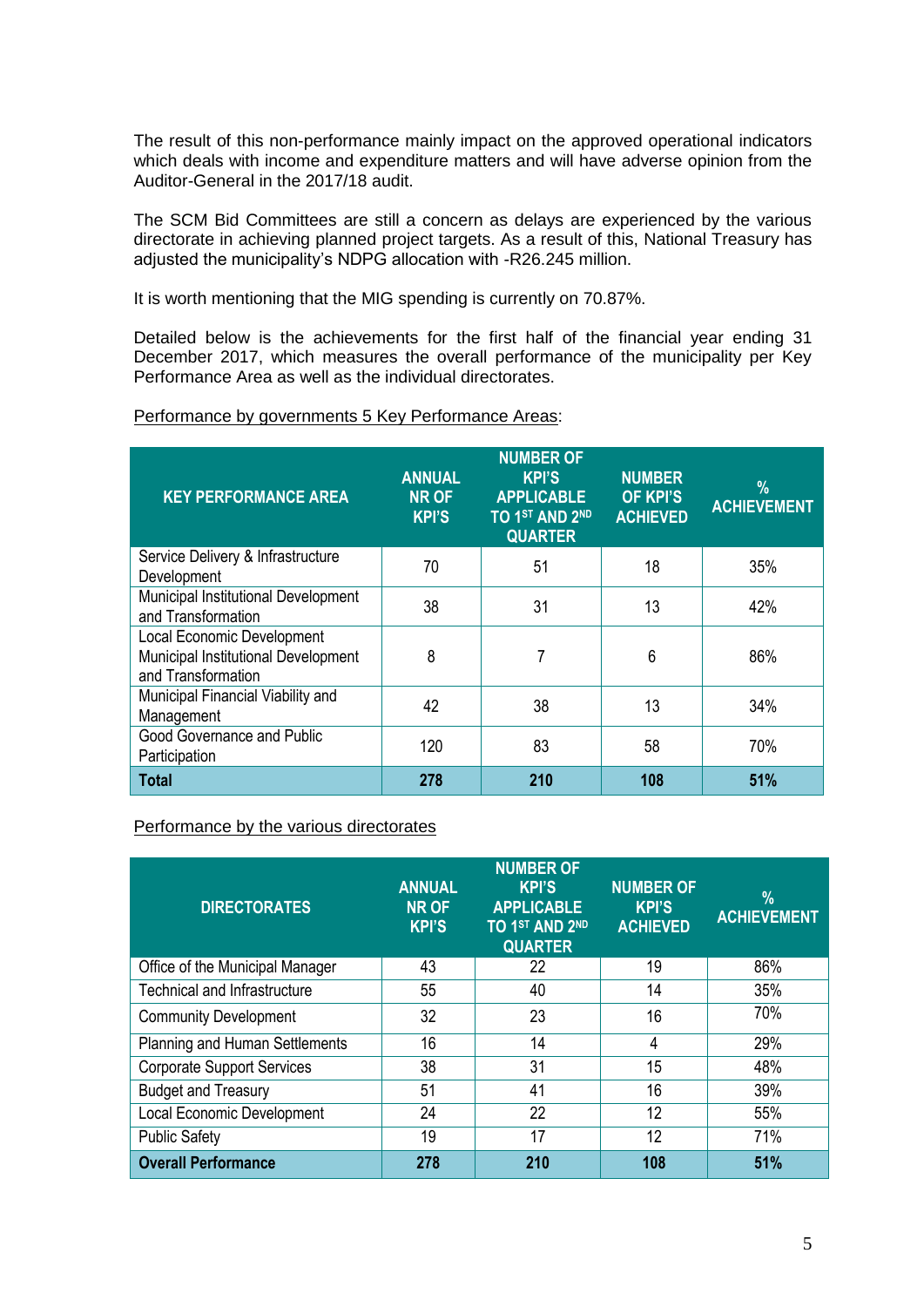The result of this non-performance mainly impact on the approved operational indicators which deals with income and expenditure matters and will have adverse opinion from the Auditor-General in the 2017/18 audit.

The SCM Bid Committees are still a concern as delays are experienced by the various directorate in achieving planned project targets. As a result of this, National Treasury has adjusted the municipality's NDPG allocation with -R26.245 million.

It is worth mentioning that the MIG spending is currently on 70.87%.

Detailed below is the achievements for the first half of the financial year ending 31 December 2017, which measures the overall performance of the municipality per Key Performance Area as well as the individual directorates.

Performance by governments 5 Key Performance Areas:

| KEY PERFORMANCE AREA | ANNUAL NR OF KPI'S | NUMBER OF KPI'S APPLICABLE TO 1ST AND 2ND QUARTER | NUMBER OF KPI'S ACHIEVED | % ACHIEVEMENT |
|---|---|---|---|---|
| Service Delivery & Infrastructure Development | 70 | 51 | 18 | 35% |
| Municipal Institutional Development and Transformation | 38 | 31 | 13 | 42% |
| Local Economic Development Municipal Institutional Development and Transformation | 8 | 7 | 6 | 86% |
| Municipal Financial Viability and Management | 42 | 38 | 13 | 34% |
| Good Governance and Public Participation | 120 | 83 | 58 | 70% |
| **Total** | **278** | **210** | **108** | **51%** |

Performance by the various directorates

| DIRECTORATES | ANNUAL NR OF KPI'S | NUMBER OF KPI'S APPLICABLE TO 1ST AND 2ND QUARTER | NUMBER OF KPI'S ACHIEVED | % ACHIEVEMENT |
|---|---|---|---|---|
| Office of the Municipal Manager | 43 | 22 | 19 | 86% |
| Technical and Infrastructure | 55 | 40 | 14 | 35% |
| Community Development | 32 | 23 | 16 | 70% |
| Planning and Human Settlements | 16 | 14 | 4 | 29% |
| Corporate Support Services | 38 | 31 | 15 | 48% |
| Budget and Treasury | 51 | 41 | 16 | 39% |
| Local Economic Development | 24 | 22 | 12 | 55% |
| Public Safety | 19 | 17 | 12 | 71% |
| **Overall Performance** | **278** | **210** | **108** | **51%** |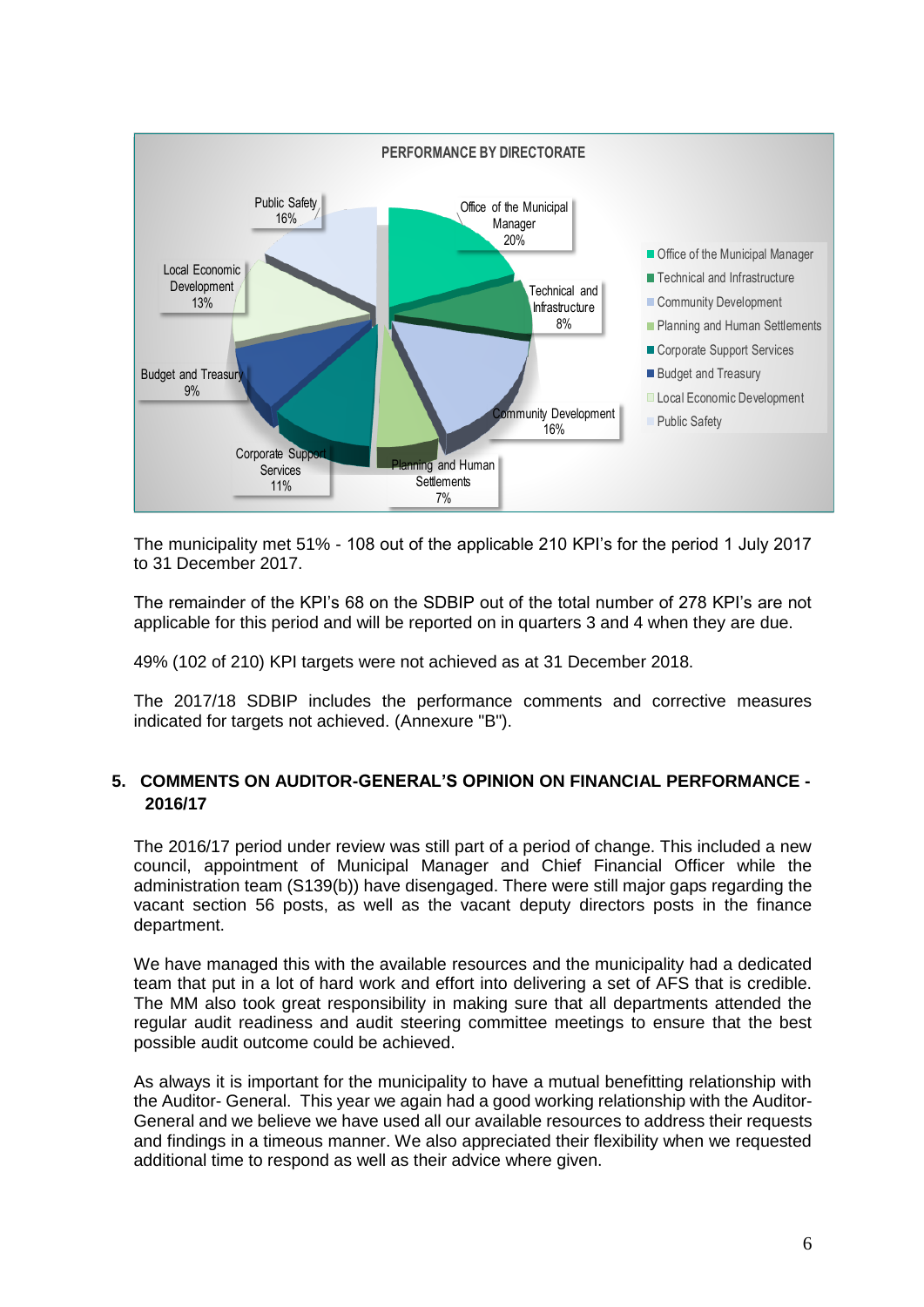**PERFORMANCE BY DIRECTORATE**

| Directorate | Percentage |
| --- | --- |
| Office of the Municipal Manager | 20% |
| Technical and Infrastructure | 8% |
| Community Development | 16% |
| Planning and Human Settlements | 7% |
| Corporate Support Services | 11% |
| Budget and Treasury | 9% |
| Local Economic Development | 13% |
| Public Safety | 16% |

The municipality met 51% - 108 out of the applicable 210 KPI's for the period 1 July 2017 to 31 December 2017.

The remainder of the KPI's 68 on the SDBIP out of the total number of 278 KPI's are not applicable for this period and will be reported on in quarters 3 and 4 when they are due.

49% (102 of 210) KPI targets were not achieved as at 31 December 2018.

The 2017/18 SDBIP includes the performance comments and corrective measures indicated for targets not achieved. (Annexure "B").

## 5. COMMENTS ON AUDITOR-GENERAL'S OPINION ON FINANCIAL PERFORMANCE - 2016/17

The 2016/17 period under review was still part of a period of change. This included a new council, appointment of Municipal Manager and Chief Financial Officer while the administration team (S139(b)) have disengaged. There were still major gaps regarding the vacant section 56 posts, as well as the vacant deputy directors posts in the finance department.

We have managed this with the available resources and the municipality had a dedicated team that put in a lot of hard work and effort into delivering a set of AFS that is credible. The MM also took great responsibility in making sure that all departments attended the regular audit readiness and audit steering committee meetings to ensure that the best possible audit outcome could be achieved.

As always it is important for the municipality to have a mutual benefitting relationship with the Auditor- General. This year we again had a good working relationship with the Auditor-General and we believe we have used all our available resources to address their requests and findings in a timeous manner. We also appreciated their flexibility when we requested additional time to respond as well as their advice where given.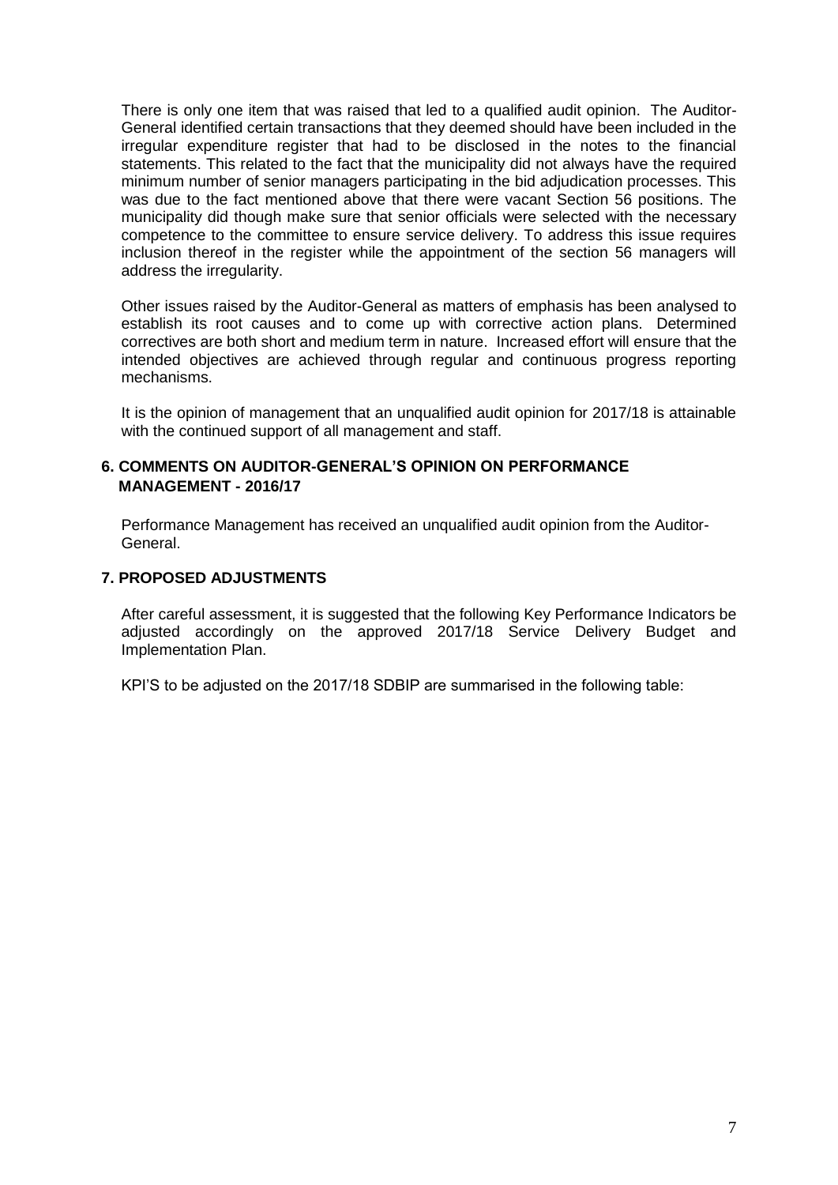There is only one item that was raised that led to a qualified audit opinion. The Auditor-General identified certain transactions that they deemed should have been included in the irregular expenditure register that had to be disclosed in the notes to the financial statements. This related to the fact that the municipality did not always have the required minimum number of senior managers participating in the bid adjudication processes. This was due to the fact mentioned above that there were vacant Section 56 positions. The municipality did though make sure that senior officials were selected with the necessary competence to the committee to ensure service delivery. To address this issue requires inclusion thereof in the register while the appointment of the section 56 managers will address the irregularity.

Other issues raised by the Auditor-General as matters of emphasis has been analysed to establish its root causes and to come up with corrective action plans. Determined correctives are both short and medium term in nature. Increased effort will ensure that the intended objectives are achieved through regular and continuous progress reporting mechanisms.

It is the opinion of management that an unqualified audit opinion for 2017/18 is attainable with the continued support of all management and staff.

## 6. COMMENTS ON AUDITOR-GENERAL'S OPINION ON PERFORMANCE MANAGEMENT - 2016/17

Performance Management has received an unqualified audit opinion from the Auditor-General.

## 7. PROPOSED ADJUSTMENTS

After careful assessment, it is suggested that the following Key Performance Indicators be adjusted accordingly on the approved 2017/18 Service Delivery Budget and Implementation Plan.

KPI'S to be adjusted on the 2017/18 SDBIP are summarised in the following table: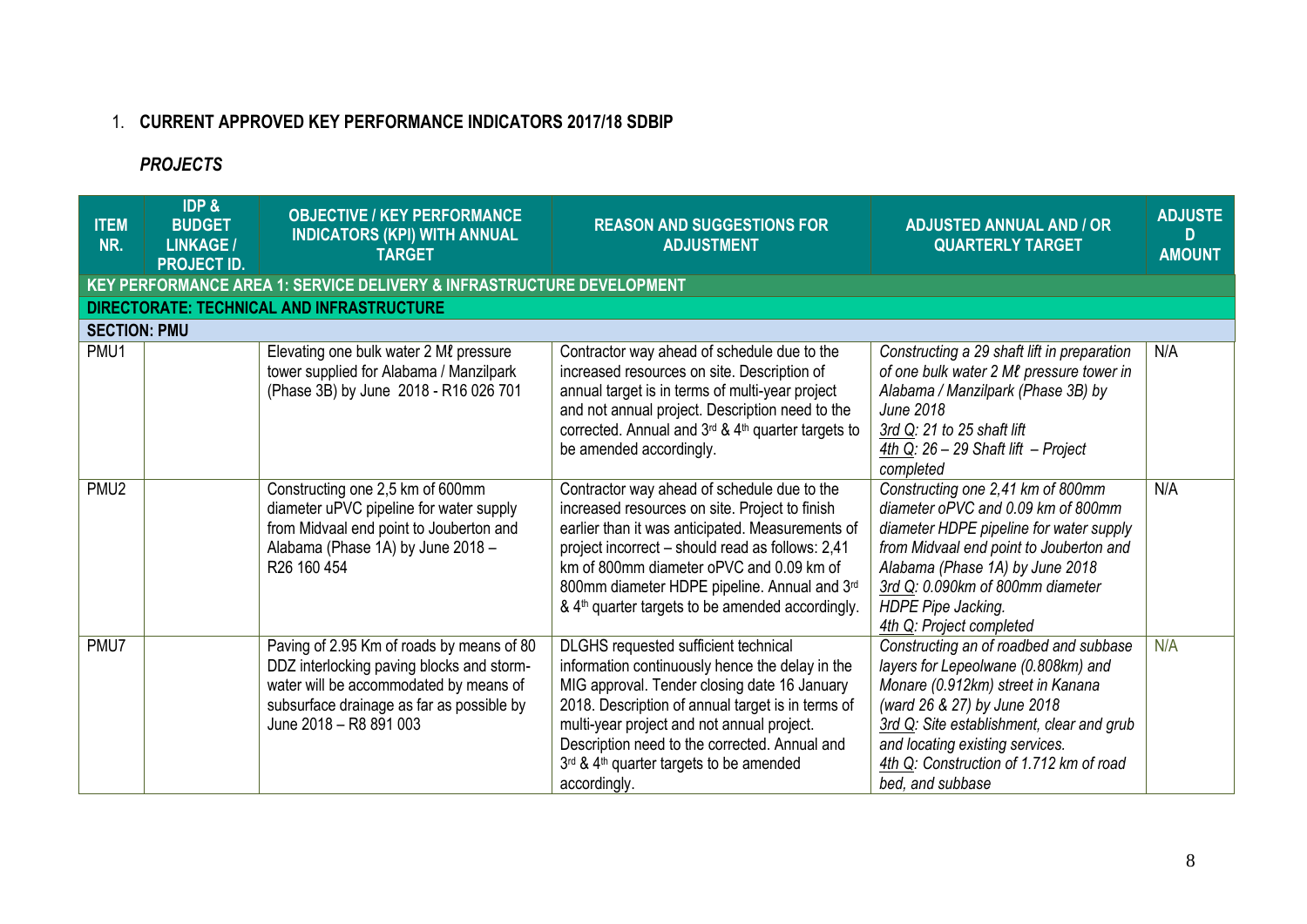1. **CURRENT APPROVED KEY PERFORMANCE INDICATORS 2017/18 SDBIP**

***PROJECTS***

| ITEM NR. | IDP & BUDGET LINKAGE / PROJECT ID. | OBJECTIVE / KEY PERFORMANCE INDICATORS (KPI) WITH ANNUAL TARGET | REASON AND SUGGESTIONS FOR ADJUSTMENT | ADJUSTED ANNUAL AND / OR QUARTERLY TARGET | ADJUSTED AMOUNT |
|---|---|---|---|---|---|
| **KEY PERFORMANCE AREA 1: SERVICE DELIVERY & INFRASTRUCTURE DEVELOPMENT** | | | | | |
| **DIRECTORATE: TECHNICAL AND INFRASTRUCTURE** | | | | | |
| **SECTION: PMU** | | | | | |
| PMU1 | | Elevating one bulk water 2 Mℓ pressure tower supplied for Alabama / Manzilpark (Phase 3B) by June 2018 - R16 026 701 | Contractor way ahead of schedule due to the increased resources on site. Description of annual target is in terms of multi-year project and not annual project. Description need to the corrected. Annual and 3rd & 4th quarter targets to be amended accordingly. | *Constructing a 29 shaft lift in preparation of one bulk water 2 Mℓ pressure tower in Alabama / Manzilpark (Phase 3B) by June 2018*<br>*3rd Q: 21 to 25 shaft lift*<br>*4th Q: 26 – 29 Shaft lift – Project completed* | N/A |
| PMU2 | | Constructing one 2,5 km of 600mm diameter uPVC pipeline for water supply from Midvaal end point to Jouberton and Alabama (Phase 1A) by June 2018 – R26 160 454 | Contractor way ahead of schedule due to the increased resources on site. Project to finish earlier than it was anticipated. Measurements of project incorrect – should read as follows: 2,41 km of 800mm diameter oPVC and 0.09 km of 800mm diameter HDPE pipeline. Annual and 3rd & 4th quarter targets to be amended accordingly. | *Constructing one 2,41 km of 800mm diameter oPVC and 0.09 km of 800mm diameter HDPE pipeline for water supply from Midvaal end point to Jouberton and Alabama (Phase 1A) by June 2018*<br>*3rd Q: 0.090km of 800mm diameter HDPE Pipe Jacking.*<br>*4th Q: Project completed* | N/A |
| PMU7 | | Paving of 2.95 Km of roads by means of 80 DDZ interlocking paving blocks and storm-water will be accommodated by means of subsurface drainage as far as possible by June 2018 – R8 891 003 | DLGHS requested sufficient technical information continuously hence the delay in the MIG approval. Tender closing date 16 January 2018. Description of annual target is in terms of multi-year project and not annual project. Description need to the corrected. Annual and 3rd & 4th quarter targets to be amended accordingly. | *Constructing an of roadbed and subbase layers for Lepeolwane (0.808km) and Monare (0.912km) street in Kanana (ward 26 & 27) by June 2018*<br>*3rd Q: Site establishment, clear and grub and locating existing services.*<br>*4th Q: Construction of 1.712 km of road bed, and subbase* | N/A |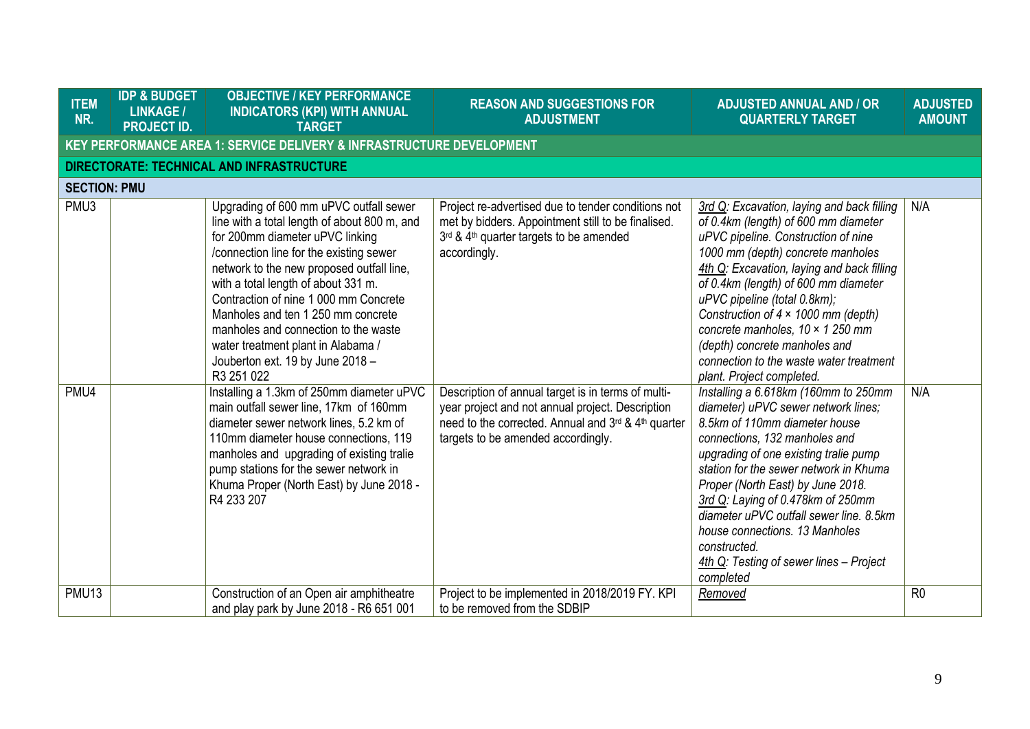| ITEM NR. | IDP & BUDGET LINKAGE / PROJECT ID. | OBJECTIVE / KEY PERFORMANCE INDICATORS (KPI) WITH ANNUAL TARGET | REASON AND SUGGESTIONS FOR ADJUSTMENT | ADJUSTED ANNUAL AND / OR QUARTERLY TARGET | ADJUSTED AMOUNT |
|---|---|---|---|---|---|
| **KEY PERFORMANCE AREA 1: SERVICE DELIVERY & INFRASTRUCTURE DEVELOPMENT** | | | | | |
| **DIRECTORATE: TECHNICAL AND INFRASTRUCTURE** | | | | | |
| **SECTION: PMU** | | | | | |
| PMU3 | | Upgrading of 600 mm uPVC outfall sewer line with a total length of about 800 m, and for 200mm diameter uPVC linking /connection line for the existing sewer network to the new proposed outfall line, with a total length of about 331 m. Contraction of nine 1 000 mm Concrete Manholes and ten 1 250 mm concrete manholes and connection to the waste water treatment plant in Alabama / Jouberton ext. 19 by June 2018 – R3 251 022 | Project re-advertised due to tender conditions not met by bidders. Appointment still to be finalised. 3rd & 4th quarter targets to be amended accordingly. | *3rd Q: Excavation, laying and back filling of 0.4km (length) of 600 mm diameter uPVC pipeline. Construction of nine 1000 mm (depth) concrete manholes* *4th Q: Excavation, laying and back filling of 0.4km (length) of 600 mm diameter uPVC pipeline (total 0.8km); Construction of 4 × 1000 mm (depth) concrete manholes, 10 × 1 250 mm (depth) concrete manholes and connection to the waste water treatment plant. Project completed.* | N/A |
| PMU4 | | Installing a 1.3km of 250mm diameter uPVC main outfall sewer line, 17km of 160mm diameter sewer network lines, 5.2 km of 110mm diameter house connections, 119 manholes and upgrading of existing tralie pump stations for the sewer network in Khuma Proper (North East) by June 2018 - R4 233 207 | Description of annual target is in terms of multi-year project and not annual project. Description need to the corrected. Annual and 3rd & 4th quarter targets to be amended accordingly. | *Installing a 6.618km (160mm to 250mm diameter) uPVC sewer network lines; 8.5km of 110mm diameter house connections, 132 manholes and upgrading of one existing tralie pump station for the sewer network in Khuma Proper (North East) by June 2018.* *3rd Q: Laying of 0.478km of 250mm diameter uPVC outfall sewer line. 8.5km house connections. 13 Manholes constructed.* *4th Q: Testing of sewer lines – Project completed* | N/A |
| PMU13 | | Construction of an Open air amphitheatre and play park by June 2018 - R6 651 001 | Project to be implemented in 2018/2019 FY. KPI to be removed from the SDBIP | *Removed* | R0 |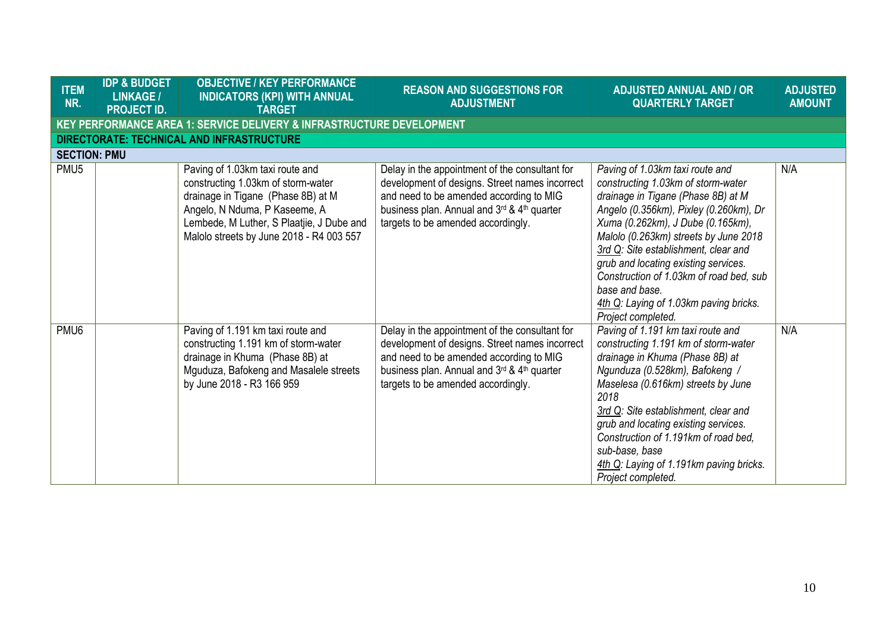| ITEM NR. | IDP & BUDGET LINKAGE / PROJECT ID. | OBJECTIVE / KEY PERFORMANCE INDICATORS (KPI) WITH ANNUAL TARGET | REASON AND SUGGESTIONS FOR ADJUSTMENT | ADJUSTED ANNUAL AND / OR QUARTERLY TARGET | ADJUSTED AMOUNT |
|---|---|---|---|---|---|
| **KEY PERFORMANCE AREA 1: SERVICE DELIVERY & INFRASTRUCTURE DEVELOPMENT** | | | | | |
| **DIRECTORATE: TECHNICAL AND INFRASTRUCTURE** | | | | | |
| **SECTION: PMU** | | | | | |
| PMU5 | | Paving of 1.03km taxi route and constructing 1.03km of storm-water drainage in Tigane (Phase 8B) at M Angelo, N Nduma, P Kaseeme, A Lembede, M Luther, S Plaatjie, J Dube and Malolo streets by June 2018 - R4 003 557 | Delay in the appointment of the consultant for development of designs. Street names incorrect and need to be amended according to MIG business plan. Annual and 3rd & 4th quarter targets to be amended accordingly. | *Paving of 1.03km taxi route and constructing 1.03km of storm-water drainage in Tigane (Phase 8B) at M Angelo (0.356km), Pixley (0.260km), Dr Xuma (0.262km), J Dube (0.165km), Malolo (0.263km) streets by June 2018* <br> *3rd Q: Site establishment, clear and grub and locating existing services. Construction of 1.03km of road bed, sub base and base.* <br> *4th Q: Laying of 1.03km paving bricks. Project completed.* | N/A |
| PMU6 | | Paving of 1.191 km taxi route and constructing 1.191 km of storm-water drainage in Khuma (Phase 8B) at Mguduza, Bafokeng and Masalele streets by June 2018 - R3 166 959 | Delay in the appointment of the consultant for development of designs. Street names incorrect and need to be amended according to MIG business plan. Annual and 3rd & 4th quarter targets to be amended accordingly. | *Paving of 1.191 km taxi route and constructing 1.191 km of storm-water drainage in Khuma (Phase 8B) at Ngunduza (0.528km), Bafokeng / Maselesa (0.616km) streets by June 2018* <br> *3rd Q: Site establishment, clear and grub and locating existing services. Construction of 1.191km of road bed, sub-base, base* <br> *4th Q: Laying of 1.191km paving bricks. Project completed.* | N/A |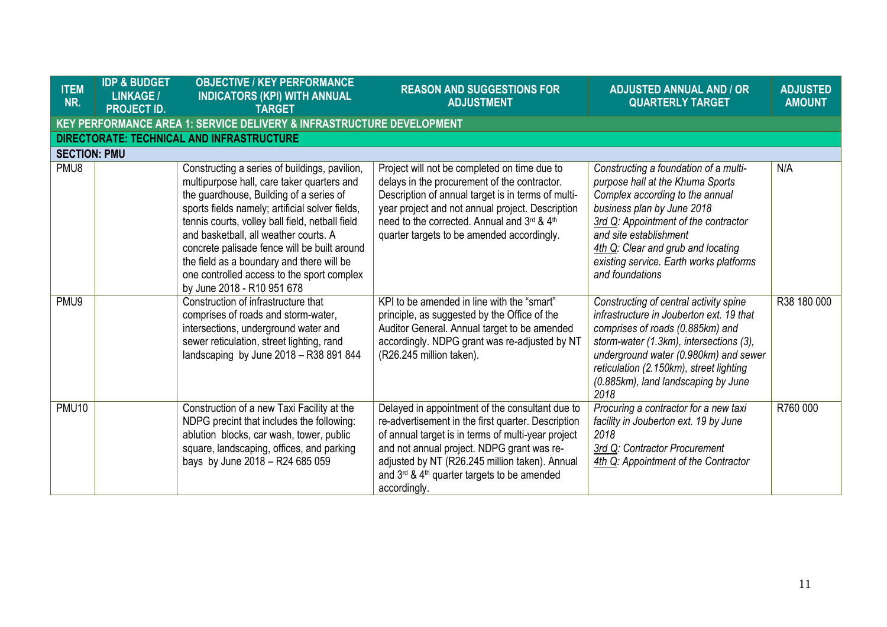| ITEM NR. | IDP & BUDGET LINKAGE / PROJECT ID. | OBJECTIVE / KEY PERFORMANCE INDICATORS (KPI) WITH ANNUAL TARGET | REASON AND SUGGESTIONS FOR ADJUSTMENT | ADJUSTED ANNUAL AND / OR QUARTERLY TARGET | ADJUSTED AMOUNT |
|---|---|---|---|---|---|
| **KEY PERFORMANCE AREA 1: SERVICE DELIVERY & INFRASTRUCTURE DEVELOPMENT** | | | | | |
| **DIRECTORATE: TECHNICAL AND INFRASTRUCTURE** | | | | | |
| **SECTION: PMU** | | | | | |
| PMU8 | | Constructing a series of buildings, pavilion, multipurpose hall, care taker quarters and the guardhouse, Building of a series of sports fields namely; artificial solver fields, tennis courts, volley ball field, netball field and basketball, all weather courts. A concrete palisade fence will be built around the field as a boundary and there will be one controlled access to the sport complex by June 2018 - R10 951 678 | Project will not be completed on time due to delays in the procurement of the contractor. Description of annual target is in terms of multi-year project and not annual project. Description need to the corrected. Annual and 3rd & 4th quarter targets to be amended accordingly. | *Constructing a foundation of a multi-purpose hall at the Khuma Sports Complex according to the annual business plan by June 2018*<br>*3rd Q: Appointment of the contractor and site establishment*<br>*4th Q: Clear and grub and locating existing service. Earth works platforms and foundations* | N/A |
| PMU9 | | Construction of infrastructure that comprises of roads and storm-water, intersections, underground water and sewer reticulation, street lighting, rand landscaping by June 2018 – R38 891 844 | KPI to be amended in line with the "smart" principle, as suggested by the Office of the Auditor General. Annual target to be amended accordingly. NDPG grant was re-adjusted by NT (R26.245 million taken). | *Constructing of central activity spine infrastructure in Jouberton ext. 19 that comprises of roads (0.885km) and storm-water (1.3km), intersections (3), underground water (0.980km) and sewer reticulation (2.150km), street lighting (0.885km), land landscaping by June 2018* | R38 180 000 |
| PMU10 | | Construction of a new Taxi Facility at the NDPG precint that includes the following: ablution blocks, car wash, tower, public square, landscaping, offices, and parking bays by June 2018 – R24 685 059 | Delayed in appointment of the consultant due to re-advertisement in the first quarter. Description of annual target is in terms of multi-year project and not annual project. NDPG grant was re-adjusted by NT (R26.245 million taken). Annual and 3rd & 4th quarter targets to be amended accordingly. | *Procuring a contractor for a new taxi facility in Jouberton ext. 19 by June 2018*<br>*3rd Q: Contractor Procurement*<br>*4th Q: Appointment of the Contractor* | R760 000 |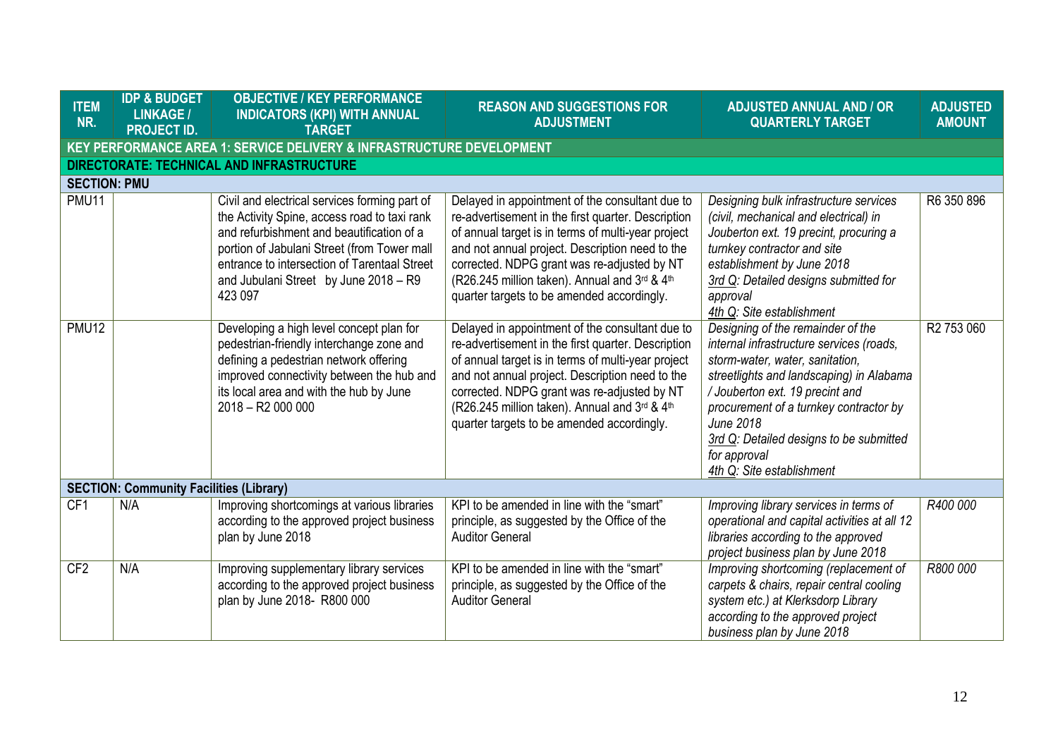| ITEM NR. | IDP & BUDGET LINKAGE / PROJECT ID. | OBJECTIVE / KEY PERFORMANCE INDICATORS (KPI) WITH ANNUAL TARGET | REASON AND SUGGESTIONS FOR ADJUSTMENT | ADJUSTED ANNUAL AND / OR QUARTERLY TARGET | ADJUSTED AMOUNT |
|---|---|---|---|---|---|
| **KEY PERFORMANCE AREA 1: SERVICE DELIVERY & INFRASTRUCTURE DEVELOPMENT** | | | | | |
| **DIRECTORATE: TECHNICAL AND INFRASTRUCTURE** | | | | | |
| **SECTION: PMU** | | | | | |
| PMU11 | | Civil and electrical services forming part of the Activity Spine, access road to taxi rank and refurbishment and beautification of a portion of Jabulani Street (from Tower mall entrance to intersection of Tarentaal Street and Jubulani Street by June 2018 – R9 423 097 | Delayed in appointment of the consultant due to re-advertisement in the first quarter. Description of annual target is in terms of multi-year project and not annual project. Description need to the corrected. NDPG grant was re-adjusted by NT (R26.245 million taken). Annual and 3rd & 4th quarter targets to be amended accordingly. | *Designing bulk infrastructure services (civil, mechanical and electrical) in Jouberton ext. 19 precint, procuring a turnkey contractor and site establishment by June 2018*<br>*3rd Q: Detailed designs submitted for approval*<br>*4th Q: Site establishment* | R6 350 896 |
| PMU12 | | Developing a high level concept plan for pedestrian-friendly interchange zone and defining a pedestrian network offering improved connectivity between the hub and its local area and with the hub by June 2018 – R2 000 000 | Delayed in appointment of the consultant due to re-advertisement in the first quarter. Description of annual target is in terms of multi-year project and not annual project. Description need to the corrected. NDPG grant was re-adjusted by NT (R26.245 million taken). Annual and 3rd & 4th quarter targets to be amended accordingly. | *Designing of the remainder of the internal infrastructure services (roads, storm-water, water, sanitation, streetlights and landscaping) in Alabama / Jouberton ext. 19 precint and procurement of a turnkey contractor by June 2018*<br>*3rd Q: Detailed designs to be submitted for approval*<br>*4th Q: Site establishment* | R2 753 060 |
| **SECTION: Community Facilities (Library)** | | | | | |
| CF1 | N/A | Improving shortcomings at various libraries according to the approved project business plan by June 2018 | KPI to be amended in line with the "smart" principle, as suggested by the Office of the Auditor General | *Improving library services in terms of operational and capital activities at all 12 libraries according to the approved project business plan by June 2018* | *R400 000* |
| CF2 | N/A | Improving supplementary library services according to the approved project business plan by June 2018- R800 000 | KPI to be amended in line with the "smart" principle, as suggested by the Office of the Auditor General | *Improving shortcoming (replacement of carpets & chairs, repair central cooling system etc.) at Klerksdorp Library according to the approved project business plan by June 2018* | *R800 000* |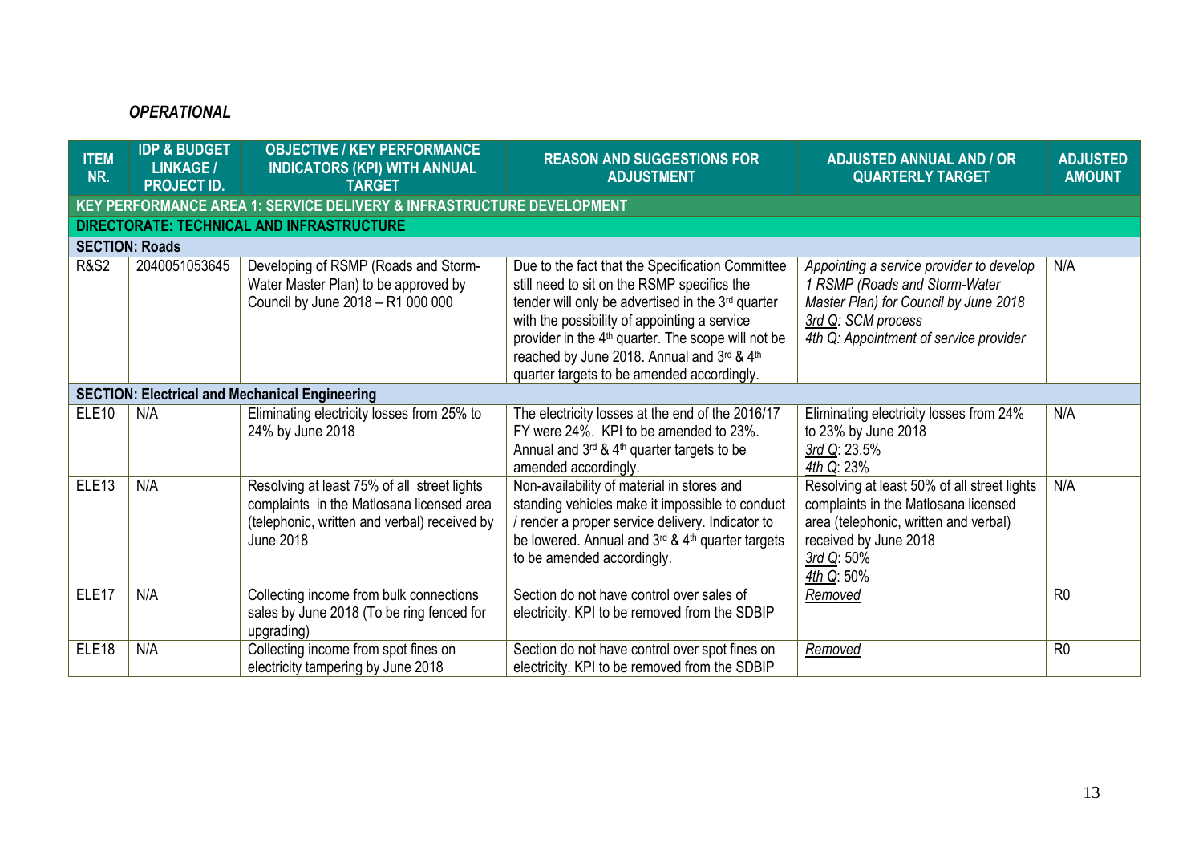***OPERATIONAL***

| ITEM NR. | IDP & BUDGET LINKAGE / PROJECT ID. | OBJECTIVE / KEY PERFORMANCE INDICATORS (KPI) WITH ANNUAL TARGET | REASON AND SUGGESTIONS FOR ADJUSTMENT | ADJUSTED ANNUAL AND / OR QUARTERLY TARGET | ADJUSTED AMOUNT |
|---|---|---|---|---|---|
| **KEY PERFORMANCE AREA 1: SERVICE DELIVERY & INFRASTRUCTURE DEVELOPMENT** | | | | | |
| **DIRECTORATE: TECHNICAL AND INFRASTRUCTURE** | | | | | |
| **SECTION: Roads** | | | | | |
| R&S2 | 2040051053645 | Developing of RSMP (Roads and Storm-Water Master Plan) to be approved by Council by June 2018 – R1 000 000 | Due to the fact that the Specification Committee still need to sit on the RSMP specifics the tender will only be advertised in the 3rd quarter with the possibility of appointing a service provider in the 4th quarter. The scope will not be reached by June 2018. Annual and 3rd & 4th quarter targets to be amended accordingly. | *Appointing a service provider to develop 1 RSMP (Roads and Storm-Water Master Plan) for Council by June 2018*<br>*3rd Q: SCM process*<br>*4th Q: Appointment of service provider* | N/A |
| **SECTION: Electrical and Mechanical Engineering** | | | | | |
| ELE10 | N/A | Eliminating electricity losses from 25% to 24% by June 2018 | The electricity losses at the end of the 2016/17 FY were 24%. KPI to be amended to 23%. Annual and 3rd & 4th quarter targets to be amended accordingly. | Eliminating electricity losses from 24% to 23% by June 2018<br>3rd Q: 23.5%<br>4th Q: 23% | N/A |
| ELE13 | N/A | Resolving at least 75% of all street lights complaints in the Matlosana licensed area (telephonic, written and verbal) received by June 2018 | Non-availability of material in stores and standing vehicles make it impossible to conduct / render a proper service delivery. Indicator to be lowered. Annual and 3rd & 4th quarter targets to be amended accordingly. | Resolving at least 50% of all street lights complaints in the Matlosana licensed area (telephonic, written and verbal) received by June 2018<br>3rd Q: 50%<br>4th Q: 50% | N/A |
| ELE17 | N/A | Collecting income from bulk connections sales by June 2018 (To be ring fenced for upgrading) | Section do not have control over sales of electricity. KPI to be removed from the SDBIP | Removed | R0 |
| ELE18 | N/A | Collecting income from spot fines on electricity tampering by June 2018 | Section do not have control over spot fines on electricity. KPI to be removed from the SDBIP | Removed | R0 |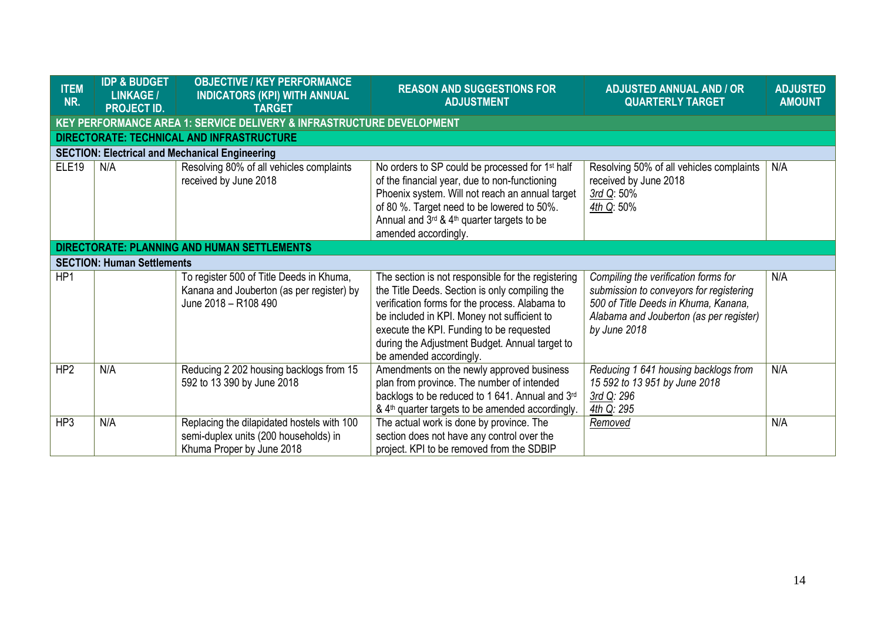| ITEM NR. | IDP & BUDGET LINKAGE / PROJECT ID. | OBJECTIVE / KEY PERFORMANCE INDICATORS (KPI) WITH ANNUAL TARGET | REASON AND SUGGESTIONS FOR ADJUSTMENT | ADJUSTED ANNUAL AND / OR QUARTERLY TARGET | ADJUSTED AMOUNT |
|---|---|---|---|---|---|
| **KEY PERFORMANCE AREA 1: SERVICE DELIVERY & INFRASTRUCTURE DEVELOPMENT** | | | | | |
| **DIRECTORATE: TECHNICAL AND INFRASTRUCTURE** | | | | | |
| **SECTION: Electrical and Mechanical Engineering** | | | | | |
| ELE19 | N/A | Resolving 80% of all vehicles complaints received by June 2018 | No orders to SP could be processed for 1st half of the financial year, due to non-functioning Phoenix system. Will not reach an annual target of 80 %. Target need to be lowered to 50%. Annual and 3rd & 4th quarter targets to be amended accordingly. | Resolving 50% of all vehicles complaints received by June 2018<br>3rd Q: 50%<br>4th Q: 50% | N/A |
| **DIRECTORATE: PLANNING AND HUMAN SETTLEMENTS** | | | | | |
| **SECTION: Human Settlements** | | | | | |
| HP1 | | To register 500 of Title Deeds in Khuma, Kanana and Jouberton (as per register) by June 2018 – R108 490 | The section is not responsible for the registering the Title Deeds. Section is only compiling the verification forms for the process. Alabama to be included in KPI. Money not sufficient to execute the KPI. Funding to be requested during the Adjustment Budget. Annual target to be amended accordingly. | *Compiling the verification forms for submission to conveyors for registering 500 of Title Deeds in Khuma, Kanana, Alabama and Jouberton (as per register) by June 2018* | N/A |
| HP2 | N/A | Reducing 2 202 housing backlogs from 15 592 to 13 390 by June 2018 | Amendments on the newly approved business plan from province. The number of intended backlogs to be reduced to 1 641. Annual and 3rd & 4th quarter targets to be amended accordingly. | *Reducing 1 641 housing backlogs from 15 592 to 13 951 by June 2018*<br>*3rd Q: 296*<br>*4th Q: 295* | N/A |
| HP3 | N/A | Replacing the dilapidated hostels with 100 semi-duplex units (200 households) in Khuma Proper by June 2018 | The actual work is done by province. The section does not have any control over the project. KPI to be removed from the SDBIP | *Removed* | N/A |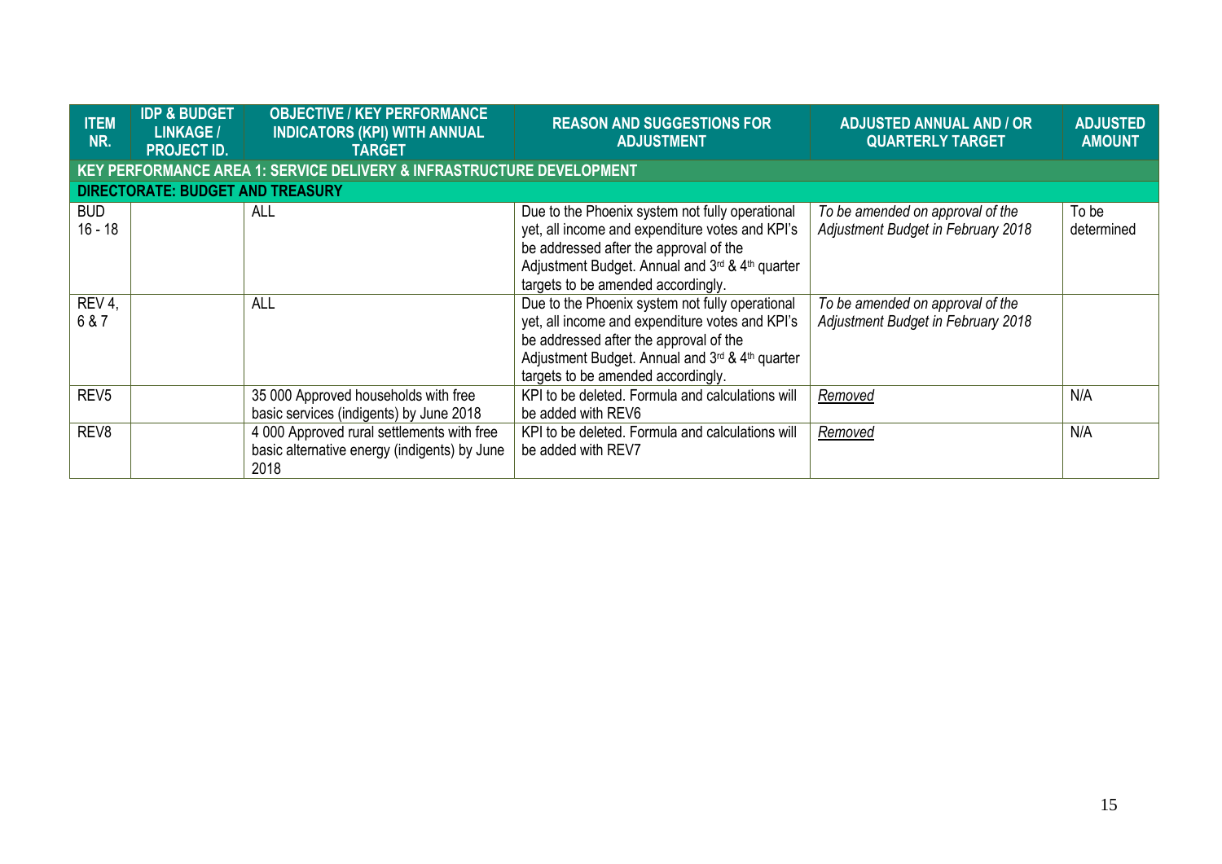| ITEM NR. | IDP & BUDGET LINKAGE / PROJECT ID. | OBJECTIVE / KEY PERFORMANCE INDICATORS (KPI) WITH ANNUAL TARGET | REASON AND SUGGESTIONS FOR ADJUSTMENT | ADJUSTED ANNUAL AND / OR QUARTERLY TARGET | ADJUSTED AMOUNT |
|---|---|---|---|---|---|
| **KEY PERFORMANCE AREA 1: SERVICE DELIVERY & INFRASTRUCTURE DEVELOPMENT** | | | | | |
| **DIRECTORATE: BUDGET AND TREASURY** | | | | | |
| BUD 16 - 18 | | ALL | Due to the Phoenix system not fully operational yet, all income and expenditure votes and KPI's be addressed after the approval of the Adjustment Budget. Annual and 3rd & 4th quarter targets to be amended accordingly. | *To be amended on approval of the Adjustment Budget in February 2018* | To be determined |
| REV 4, 6 & 7 | | ALL | Due to the Phoenix system not fully operational yet, all income and expenditure votes and KPI's be addressed after the approval of the Adjustment Budget. Annual and 3rd & 4th quarter targets to be amended accordingly. | *To be amended on approval of the Adjustment Budget in February 2018* | |
| REV5 | | 35 000 Approved households with free basic services (indigents) by June 2018 | KPI to be deleted. Formula and calculations will be added with REV6 | *Removed* | N/A |
| REV8 | | 4 000 Approved rural settlements with free basic alternative energy (indigents) by June 2018 | KPI to be deleted. Formula and calculations will be added with REV7 | *Removed* | N/A |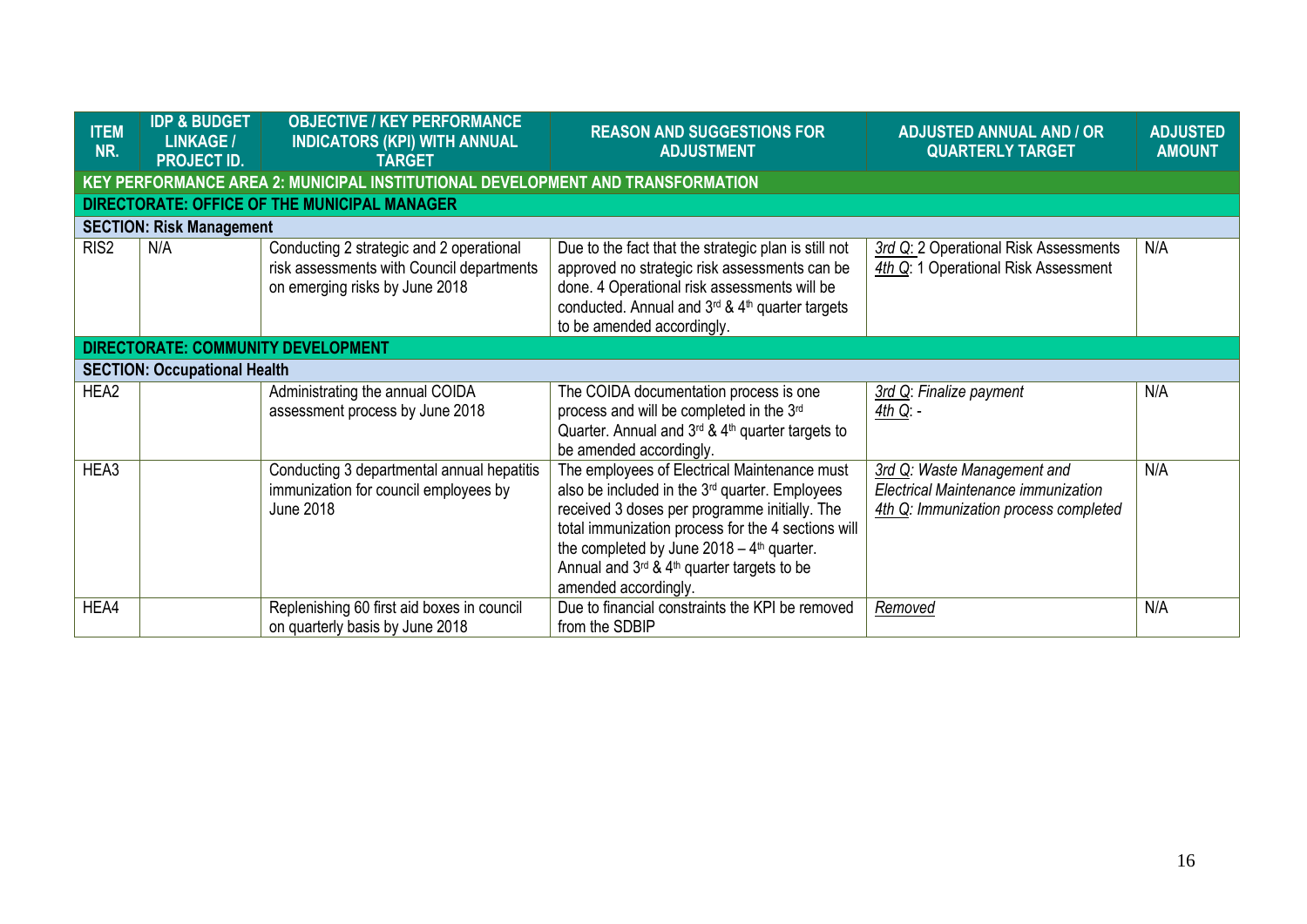| ITEM NR. | IDP & BUDGET LINKAGE / PROJECT ID. | OBJECTIVE / KEY PERFORMANCE INDICATORS (KPI) WITH ANNUAL TARGET | REASON AND SUGGESTIONS FOR ADJUSTMENT | ADJUSTED ANNUAL AND / OR QUARTERLY TARGET | ADJUSTED AMOUNT |
|---|---|---|---|---|---|
| **KEY PERFORMANCE AREA 2: MUNICIPAL INSTITUTIONAL DEVELOPMENT AND TRANSFORMATION** | | | | | |
| **DIRECTORATE: OFFICE OF THE MUNICIPAL MANAGER** | | | | | |
| **SECTION: Risk Management** | | | | | |
| RIS2 | N/A | Conducting 2 strategic and 2 operational risk assessments with Council departments on emerging risks by June 2018 | Due to the fact that the strategic plan is still not approved no strategic risk assessments can be done. 4 Operational risk assessments will be conducted. Annual and 3rd & 4th quarter targets to be amended accordingly. | 3rd Q: 2 Operational Risk Assessments<br>4th Q: 1 Operational Risk Assessment | N/A |
| **DIRECTORATE: COMMUNITY DEVELOPMENT** | | | | | |
| **SECTION: Occupational Health** | | | | | |
| HEA2 | | Administrating the annual COIDA assessment process by June 2018 | The COIDA documentation process is one process and will be completed in the 3rd Quarter. Annual and 3rd & 4th quarter targets to be amended accordingly. | *3rd Q: Finalize payment*<br>*4th Q: -* | N/A |
| HEA3 | | Conducting 3 departmental annual hepatitis immunization for council employees by June 2018 | The employees of Electrical Maintenance must also be included in the 3rd quarter. Employees received 3 doses per programme initially. The total immunization process for the 4 sections will the completed by June 2018 – 4th quarter. Annual and 3rd & 4th quarter targets to be amended accordingly. | *3rd Q: Waste Management and Electrical Maintenance immunization*<br>*4th Q: Immunization process completed* | N/A |
| HEA4 | | Replenishing 60 first aid boxes in council on quarterly basis by June 2018 | Due to financial constraints the KPI be removed from the SDBIP | *Removed* | N/A |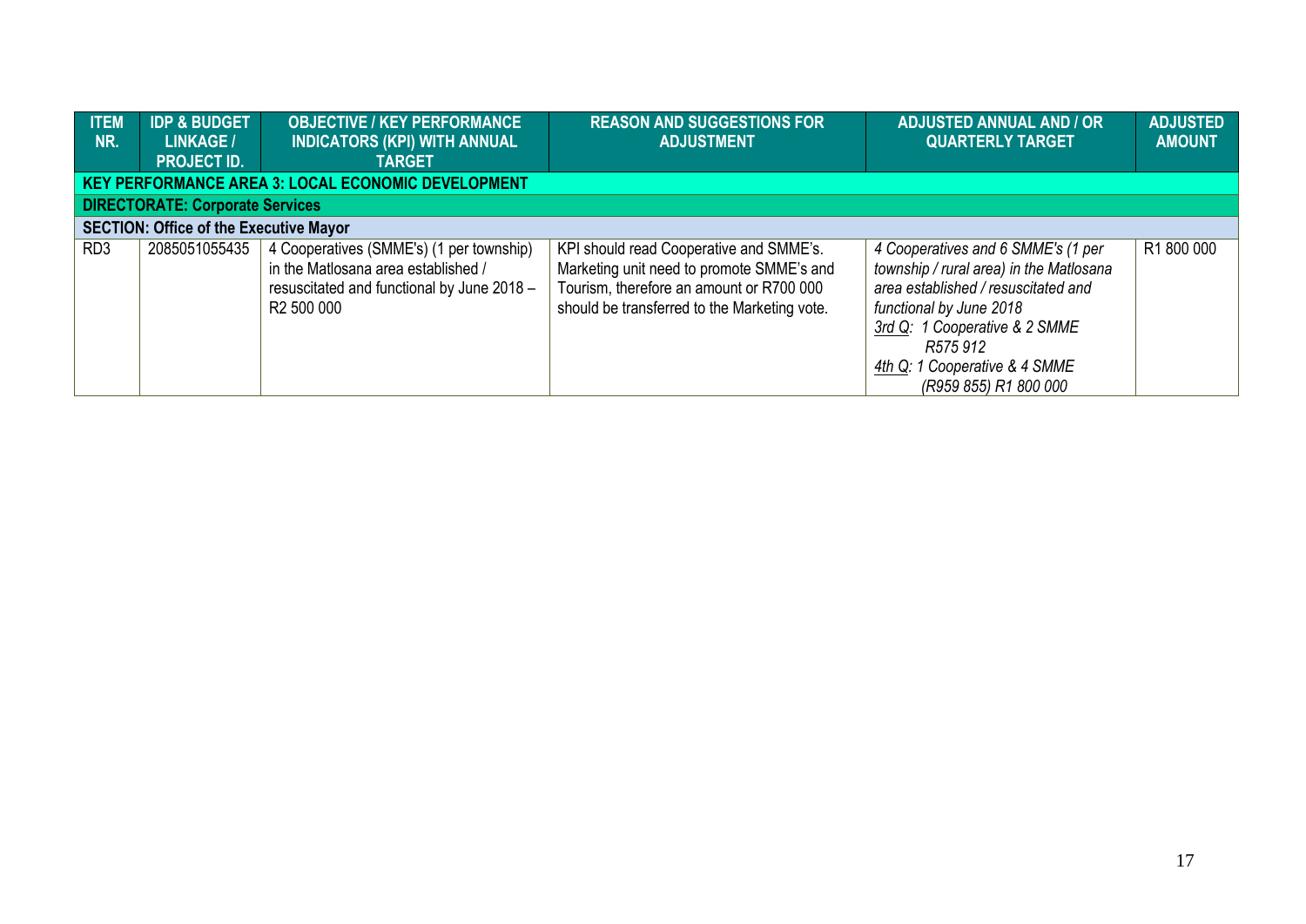| ITEM NR. | IDP & BUDGET LINKAGE / PROJECT ID. | OBJECTIVE / KEY PERFORMANCE INDICATORS (KPI) WITH ANNUAL TARGET | REASON AND SUGGESTIONS FOR ADJUSTMENT | ADJUSTED ANNUAL AND / OR QUARTERLY TARGET | ADJUSTED AMOUNT |
|---|---|---|---|---|---|
| **KEY PERFORMANCE AREA 3: LOCAL ECONOMIC DEVELOPMENT** | | | | | |
| **DIRECTORATE: Corporate Services** | | | | | |
| **SECTION: Office of the Executive Mayor** | | | | | |
| RD3 | 2085051055435 | 4 Cooperatives (SMME's) (1 per township) in the Matlosana area established / resuscitated and functional by June 2018 – R2 500 000 | KPI should read Cooperative and SMME's. Marketing unit need to promote SMME's and Tourism, therefore an amount or R700 000 should be transferred to the Marketing vote. | *4 Cooperatives and 6 SMME's (1 per township / rural area) in the Matlosana area established / resuscitated and functional by June 2018*<br>*3rd Q: 1 Cooperative & 2 SMME R575 912*<br>*4th Q: 1 Cooperative & 4 SMME (R959 855) R1 800 000* | R1 800 000 |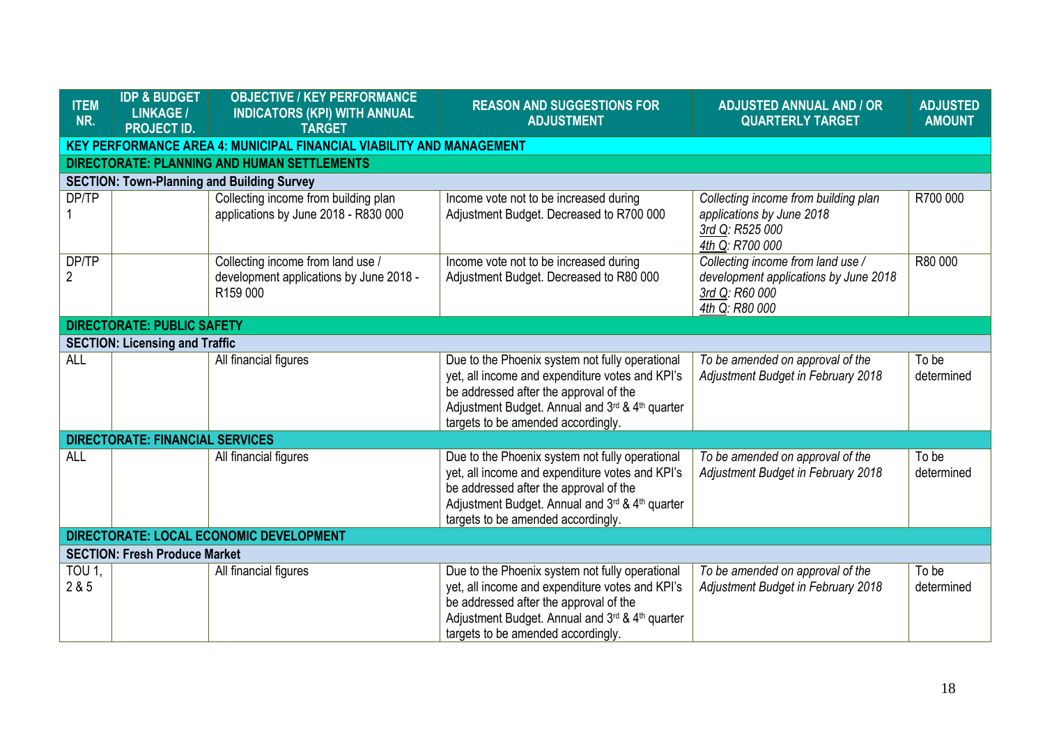| ITEM NR. | IDP & BUDGET LINKAGE / PROJECT ID. | OBJECTIVE / KEY PERFORMANCE INDICATORS (KPI) WITH ANNUAL TARGET | REASON AND SUGGESTIONS FOR ADJUSTMENT | ADJUSTED ANNUAL AND / OR QUARTERLY TARGET | ADJUSTED AMOUNT |
|---|---|---|---|---|---|
| **KEY PERFORMANCE AREA 4: MUNICIPAL FINANCIAL VIABILITY AND MANAGEMENT** | | | | | |
| **DIRECTORATE: PLANNING AND HUMAN SETTLEMENTS** | | | | | |
| **SECTION: Town-Planning and Building Survey** | | | | | |
| DP/TP 1 | | Collecting income from building plan applications by June 2018 - R830 000 | Income vote not to be increased during Adjustment Budget. Decreased to R700 000 | *Collecting income from building plan applications by June 2018*<br>*3rd Q: R525 000*<br>*4th Q: R700 000* | R700 000 |
| DP/TP 2 | | Collecting income from land use / development applications by June 2018 - R159 000 | Income vote not to be increased during Adjustment Budget. Decreased to R80 000 | *Collecting income from land use / development applications by June 2018*<br>*3rd Q: R60 000*<br>*4th Q: R80 000* | R80 000 |
| **DIRECTORATE: PUBLIC SAFETY** | | | | | |
| **SECTION: Licensing and Traffic** | | | | | |
| ALL | | All financial figures | Due to the Phoenix system not fully operational yet, all income and expenditure votes and KPI's be addressed after the approval of the Adjustment Budget. Annual and 3rd & 4th quarter targets to be amended accordingly. | *To be amended on approval of the Adjustment Budget in February 2018* | To be determined |
| **DIRECTORATE: FINANCIAL SERVICES** | | | | | |
| ALL | | All financial figures | Due to the Phoenix system not fully operational yet, all income and expenditure votes and KPI's be addressed after the approval of the Adjustment Budget. Annual and 3rd & 4th quarter targets to be amended accordingly. | *To be amended on approval of the Adjustment Budget in February 2018* | To be determined |
| **DIRECTORATE: LOCAL ECONOMIC DEVELOPMENT** | | | | | |
| **SECTION: Fresh Produce Market** | | | | | |
| TOU 1, 2 & 5 | | All financial figures | Due to the Phoenix system not fully operational yet, all income and expenditure votes and KPI's be addressed after the approval of the Adjustment Budget. Annual and 3rd & 4th quarter targets to be amended accordingly. | *To be amended on approval of the Adjustment Budget in February 2018* | To be determined |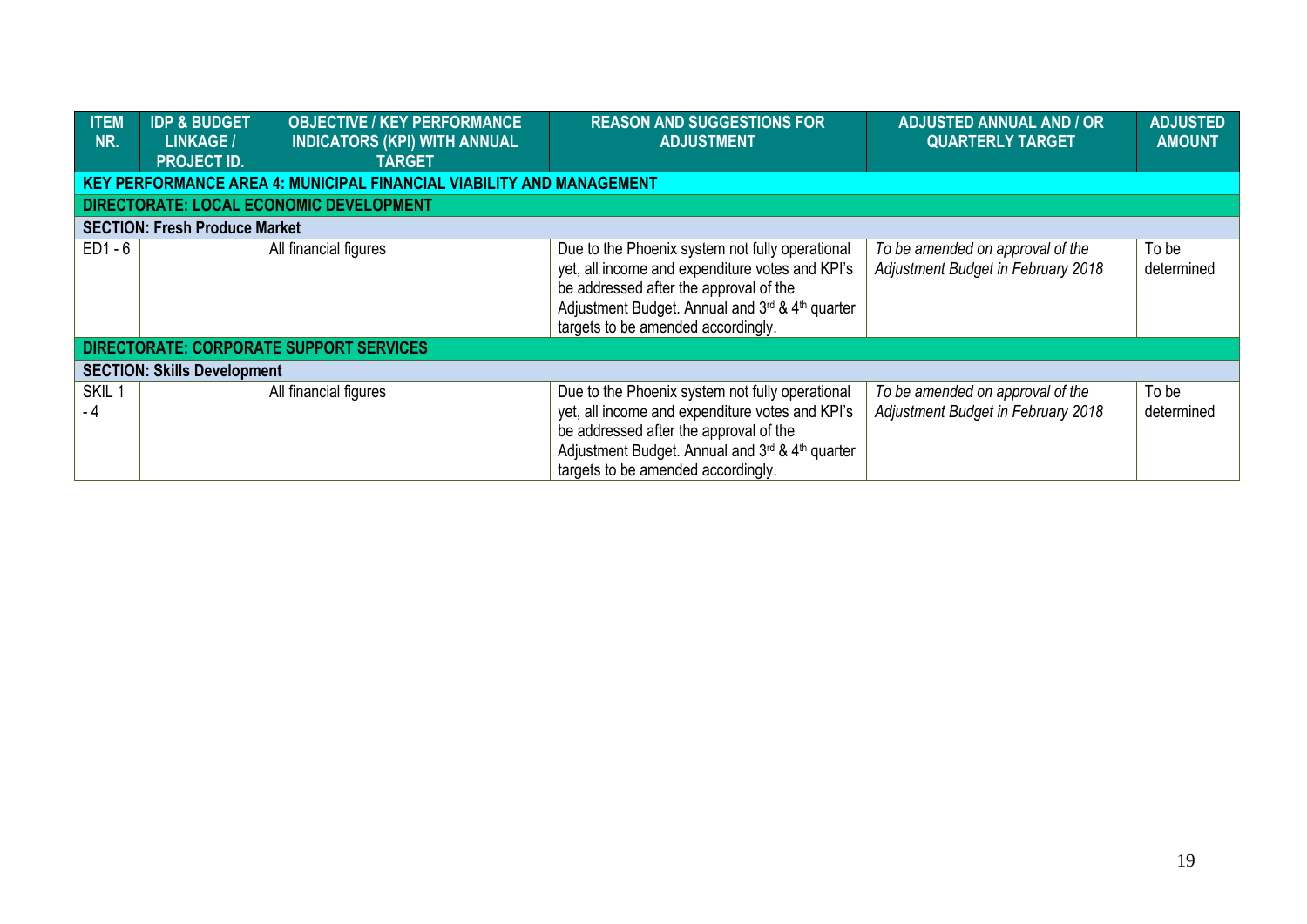| ITEM NR. | IDP & BUDGET LINKAGE / PROJECT ID. | OBJECTIVE / KEY PERFORMANCE INDICATORS (KPI) WITH ANNUAL TARGET | REASON AND SUGGESTIONS FOR ADJUSTMENT | ADJUSTED ANNUAL AND / OR QUARTERLY TARGET | ADJUSTED AMOUNT |
|---|---|---|---|---|---|
| **KEY PERFORMANCE AREA 4: MUNICIPAL FINANCIAL VIABILITY AND MANAGEMENT** | | | | | |
| **DIRECTORATE: LOCAL ECONOMIC DEVELOPMENT** | | | | | |
| **SECTION: Fresh Produce Market** | | | | | |
| ED1 - 6 | | All financial figures | Due to the Phoenix system not fully operational yet, all income and expenditure votes and KPI's be addressed after the approval of the Adjustment Budget. Annual and 3rd & 4th quarter targets to be amended accordingly. | *To be amended on approval of the Adjustment Budget in February 2018* | To be determined |
| **DIRECTORATE: CORPORATE SUPPORT SERVICES** | | | | | |
| **SECTION: Skills Development** | | | | | |
| SKIL 1 - 4 | | All financial figures | Due to the Phoenix system not fully operational yet, all income and expenditure votes and KPI's be addressed after the approval of the Adjustment Budget. Annual and 3rd & 4th quarter targets to be amended accordingly. | *To be amended on approval of the Adjustment Budget in February 2018* | To be determined |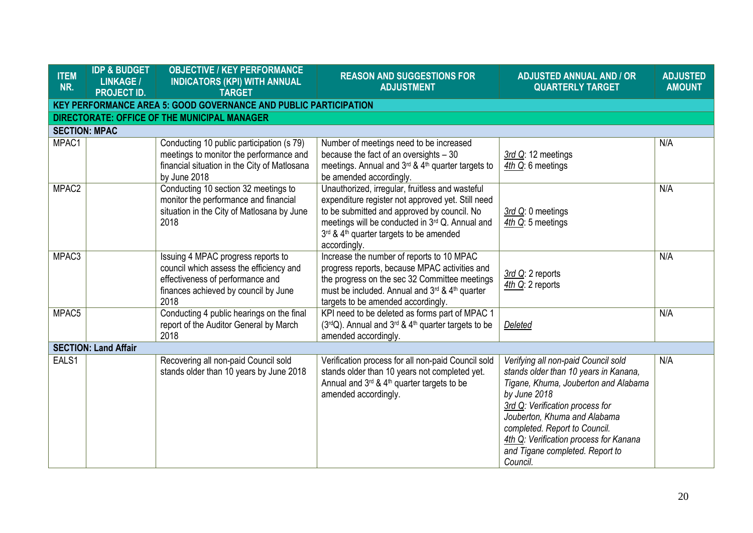| ITEM NR. | IDP & BUDGET LINKAGE / PROJECT ID. | OBJECTIVE / KEY PERFORMANCE INDICATORS (KPI) WITH ANNUAL TARGET | REASON AND SUGGESTIONS FOR ADJUSTMENT | ADJUSTED ANNUAL AND / OR QUARTERLY TARGET | ADJUSTED AMOUNT |
|---|---|---|---|---|---|
| **KEY PERFORMANCE AREA 5: GOOD GOVERNANCE AND PUBLIC PARTICIPATION** | | | | | |
| **DIRECTORATE: OFFICE OF THE MUNICIPAL MANAGER** | | | | | |
| **SECTION: MPAC** | | | | | |
| MPAC1 | | Conducting 10 public participation (s 79) meetings to monitor the performance and financial situation in the City of Matlosana by June 2018 | Number of meetings need to be increased because the fact of an oversights – 30 meetings. Annual and 3rd & 4th quarter targets to be amended accordingly. | 3rd Q: 12 meetings<br>4th Q: 6 meetings | N/A |
| MPAC2 | | Conducting 10 section 32 meetings to monitor the performance and financial situation in the City of Matlosana by June 2018 | Unauthorized, irregular, fruitless and wasteful expenditure register not approved yet. Still need to be submitted and approved by council. No meetings will be conducted in 3rd Q. Annual and 3rd & 4th quarter targets to be amended accordingly. | 3rd Q: 0 meetings<br>4th Q: 5 meetings | N/A |
| MPAC3 | | Issuing 4 MPAC progress reports to council which assess the efficiency and effectiveness of performance and finances achieved by council by June 2018 | Increase the number of reports to 10 MPAC progress reports, because MPAC activities and the progress on the sec 32 Committee meetings must be included. Annual and 3rd & 4th quarter targets to be amended accordingly. | 3rd Q: 2 reports<br>4th Q: 2 reports | N/A |
| MPAC5 | | Conducting 4 public hearings on the final report of the Auditor General by March 2018 | KPI need to be deleted as forms part of MPAC 1 (3rdQ). Annual and 3rd & 4th quarter targets to be amended accordingly. | *Deleted* | N/A |
| **SECTION: Land Affair** | | | | | |
| EALS1 | | Recovering all non-paid Council sold stands older than 10 years by June 2018 | Verification process for all non-paid Council sold stands older than 10 years not completed yet. Annual and 3rd & 4th quarter targets to be amended accordingly. | *Verifying all non-paid Council sold stands older than 10 years in Kanana, Tigane, Khuma, Jouberton and Alabama by June 2018*<br>*3rd Q: Verification process for Jouberton, Khuma and Alabama completed. Report to Council.*<br>*4th Q: Verification process for Kanana and Tigane completed. Report to Council.* | N/A |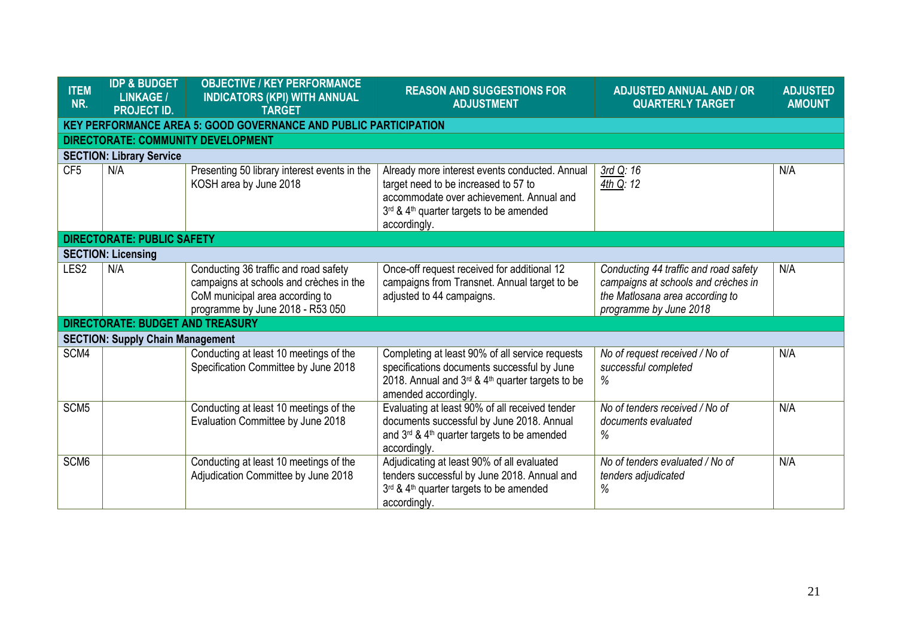| ITEM NR. | IDP & BUDGET LINKAGE / PROJECT ID. | OBJECTIVE / KEY PERFORMANCE INDICATORS (KPI) WITH ANNUAL TARGET | REASON AND SUGGESTIONS FOR ADJUSTMENT | ADJUSTED ANNUAL AND / OR QUARTERLY TARGET | ADJUSTED AMOUNT |
|---|---|---|---|---|---|
| **KEY PERFORMANCE AREA 5: GOOD GOVERNANCE AND PUBLIC PARTICIPATION** | | | | | |
| **DIRECTORATE: COMMUNITY DEVELOPMENT** | | | | | |
| **SECTION: Library Service** | | | | | |
| CF5 | N/A | Presenting 50 library interest events in the KOSH area by June 2018 | Already more interest events conducted. Annual target need to be increased to 57 to accommodate over achievement. Annual and 3rd & 4th quarter targets to be amended accordingly. | *3rd Q: 16*<br>*4th Q: 12* | N/A |
| **DIRECTORATE: PUBLIC SAFETY** | | | | | |
| **SECTION: Licensing** | | | | | |
| LES2 | N/A | Conducting 36 traffic and road safety campaigns at schools and crèches in the CoM municipal area according to programme by June 2018 - R53 050 | Once-off request received for additional 12 campaigns from Transnet. Annual target to be adjusted to 44 campaigns. | *Conducting 44 traffic and road safety campaigns at schools and crèches in the Matlosana area according to programme by June 2018* | N/A |
| **DIRECTORATE: BUDGET AND TREASURY** | | | | | |
| **SECTION: Supply Chain Management** | | | | | |
| SCM4 | | Conducting at least 10 meetings of the Specification Committee by June 2018 | Completing at least 90% of all service requests specifications documents successful by June 2018. Annual and 3rd & 4th quarter targets to be amended accordingly. | *No of request received / No of successful completed*<br>*%* | N/A |
| SCM5 | | Conducting at least 10 meetings of the Evaluation Committee by June 2018 | Evaluating at least 90% of all received tender documents successful by June 2018. Annual and 3rd & 4th quarter targets to be amended accordingly. | *No of tenders received / No of documents evaluated*<br>*%* | N/A |
| SCM6 | | Conducting at least 10 meetings of the Adjudication Committee by June 2018 | Adjudicating at least 90% of all evaluated tenders successful by June 2018. Annual and 3rd & 4th quarter targets to be amended accordingly. | *No of tenders evaluated / No of tenders adjudicated*<br>*%* | N/A |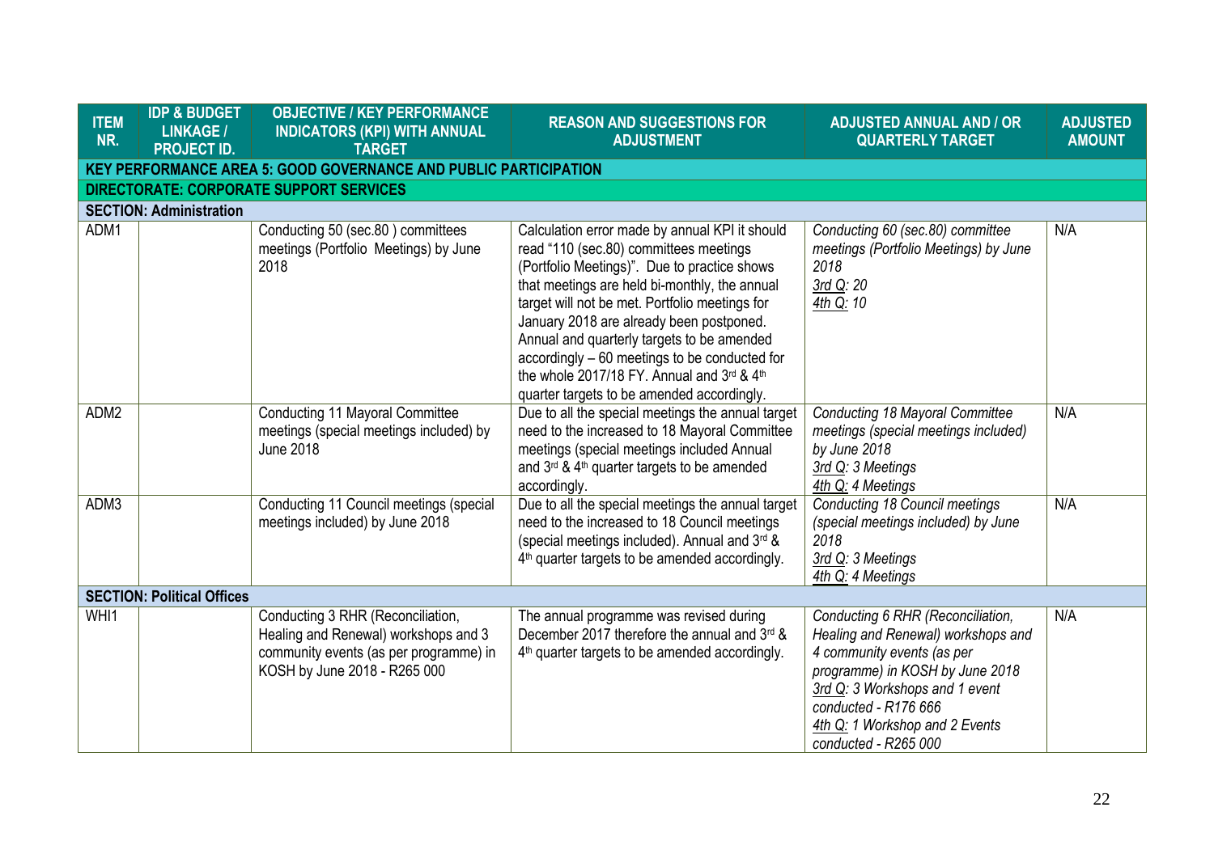| ITEM NR. | IDP & BUDGET LINKAGE / PROJECT ID. | OBJECTIVE / KEY PERFORMANCE INDICATORS (KPI) WITH ANNUAL TARGET | REASON AND SUGGESTIONS FOR ADJUSTMENT | ADJUSTED ANNUAL AND / OR QUARTERLY TARGET | ADJUSTED AMOUNT |
|---|---|---|---|---|---|
| **KEY PERFORMANCE AREA 5: GOOD GOVERNANCE AND PUBLIC PARTICIPATION** | | | | | |
| **DIRECTORATE: CORPORATE SUPPORT SERVICES** | | | | | |
| **SECTION: Administration** | | | | | |
| ADM1 | | Conducting 50 (sec.80 ) committees meetings (Portfolio Meetings) by June 2018 | Calculation error made by annual KPI it should read "110 (sec.80) committees meetings (Portfolio Meetings)". Due to practice shows that meetings are held bi-monthly, the annual target will not be met. Portfolio meetings for January 2018 are already been postponed. Annual and quarterly targets to be amended accordingly – 60 meetings to be conducted for the whole 2017/18 FY. Annual and 3rd & 4th quarter targets to be amended accordingly. | *Conducting 60 (sec.80) committee meetings (Portfolio Meetings) by June 2018*<br>*3rd Q: 20*<br>*4th Q: 10* | N/A |
| ADM2 | | Conducting 11 Mayoral Committee meetings (special meetings included) by June 2018 | Due to all the special meetings the annual target need to the increased to 18 Mayoral Committee meetings (special meetings included Annual and 3rd & 4th quarter targets to be amended accordingly. | *Conducting 18 Mayoral Committee meetings (special meetings included) by June 2018*<br>*3rd Q: 3 Meetings*<br>*4th Q: 4 Meetings* | N/A |
| ADM3 | | Conducting 11 Council meetings (special meetings included) by June 2018 | Due to all the special meetings the annual target need to the increased to 18 Council meetings (special meetings included). Annual and 3rd & 4th quarter targets to be amended accordingly. | *Conducting 18 Council meetings (special meetings included) by June 2018*<br>*3rd Q: 3 Meetings*<br>*4th Q: 4 Meetings* | N/A |
| **SECTION: Political Offices** | | | | | |
| WHI1 | | Conducting 3 RHR (Reconciliation, Healing and Renewal) workshops and 3 community events (as per programme) in KOSH by June 2018 - R265 000 | The annual programme was revised during December 2017 therefore the annual and 3rd & 4th quarter targets to be amended accordingly. | *Conducting 6 RHR (Reconciliation, Healing and Renewal) workshops and 4 community events (as per programme) in KOSH by June 2018*<br>*3rd Q: 3 Workshops and 1 event conducted - R176 666*<br>*4th Q: 1 Workshop and 2 Events conducted - R265 000* | N/A |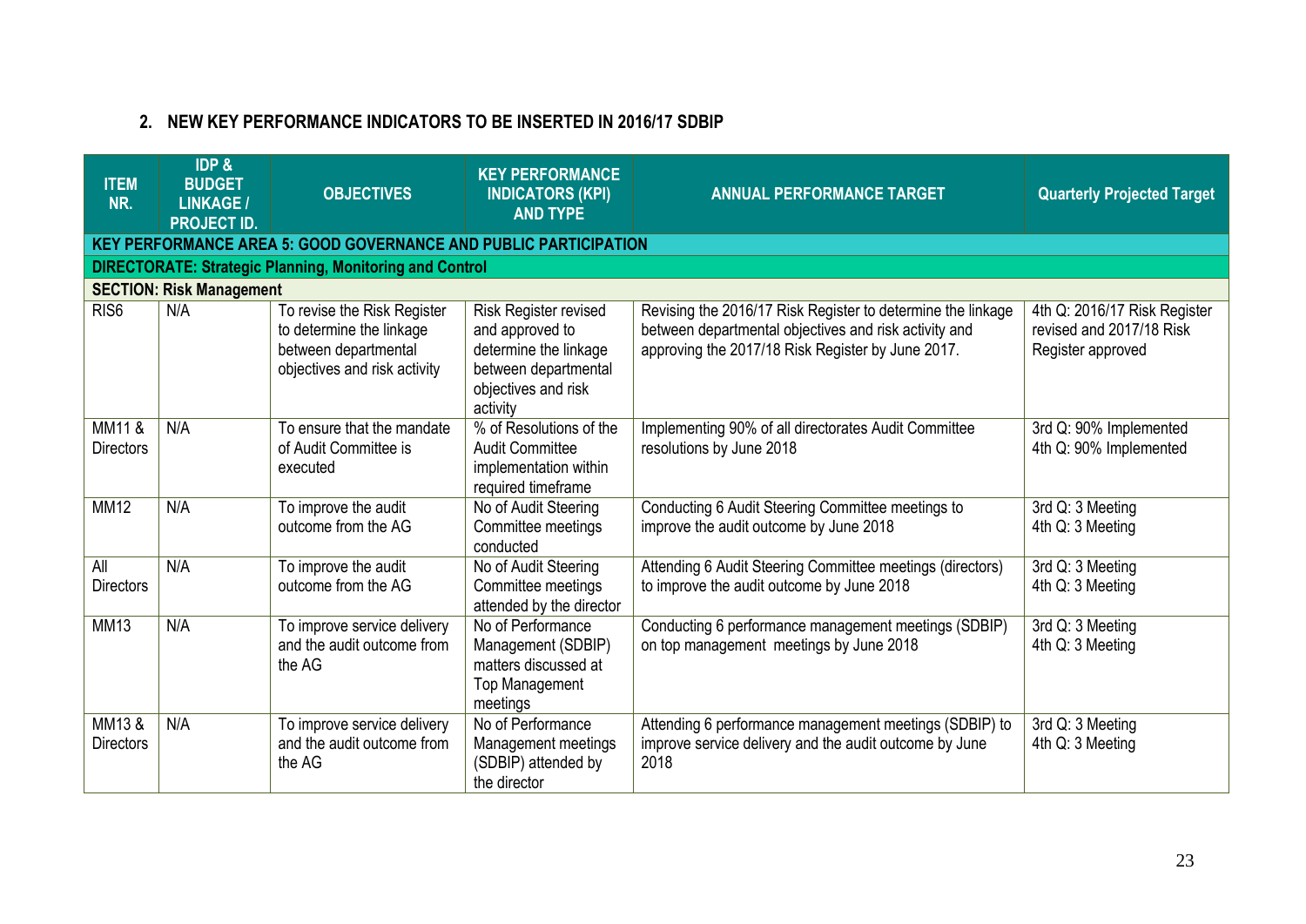## 2. NEW KEY PERFORMANCE INDICATORS TO BE INSERTED IN 2016/17 SDBIP

| ITEM NR. | IDP & BUDGET LINKAGE / PROJECT ID. | OBJECTIVES | KEY PERFORMANCE INDICATORS (KPI) AND TYPE | ANNUAL PERFORMANCE TARGET | Quarterly Projected Target |
|---|---|---|---|---|---|
| **KEY PERFORMANCE AREA 5: GOOD GOVERNANCE AND PUBLIC PARTICIPATION** | | | | | |
| **DIRECTORATE: Strategic Planning, Monitoring and Control** | | | | | |
| **SECTION: Risk Management** | | | | | |
| RIS6 | N/A | To revise the Risk Register to determine the linkage between departmental objectives and risk activity | Risk Register revised and approved to determine the linkage between departmental objectives and risk activity | Revising the 2016/17 Risk Register to determine the linkage between departmental objectives and risk activity and approving the 2017/18 Risk Register by June 2017. | 4th Q: 2016/17 Risk Register revised and 2017/18 Risk Register approved |
| MM11 & Directors | N/A | To ensure that the mandate of Audit Committee is executed | % of Resolutions of the Audit Committee implementation within required timeframe | Implementing 90% of all directorates Audit Committee resolutions by June 2018 | 3rd Q: 90% Implemented<br>4th Q: 90% Implemented |
| MM12 | N/A | To improve the audit outcome from the AG | No of Audit Steering Committee meetings conducted | Conducting 6 Audit Steering Committee meetings to improve the audit outcome by June 2018 | 3rd Q: 3 Meeting<br>4th Q: 3 Meeting |
| All Directors | N/A | To improve the audit outcome from the AG | No of Audit Steering Committee meetings attended by the director | Attending 6 Audit Steering Committee meetings (directors) to improve the audit outcome by June 2018 | 3rd Q: 3 Meeting<br>4th Q: 3 Meeting |
| MM13 | N/A | To improve service delivery and the audit outcome from the AG | No of Performance Management (SDBIP) matters discussed at Top Management meetings | Conducting 6 performance management meetings (SDBIP) on top management meetings by June 2018 | 3rd Q: 3 Meeting<br>4th Q: 3 Meeting |
| MM13 & Directors | N/A | To improve service delivery and the audit outcome from the AG | No of Performance Management meetings (SDBIP) attended by the director | Attending 6 performance management meetings (SDBIP) to improve service delivery and the audit outcome by June 2018 | 3rd Q: 3 Meeting<br>4th Q: 3 Meeting |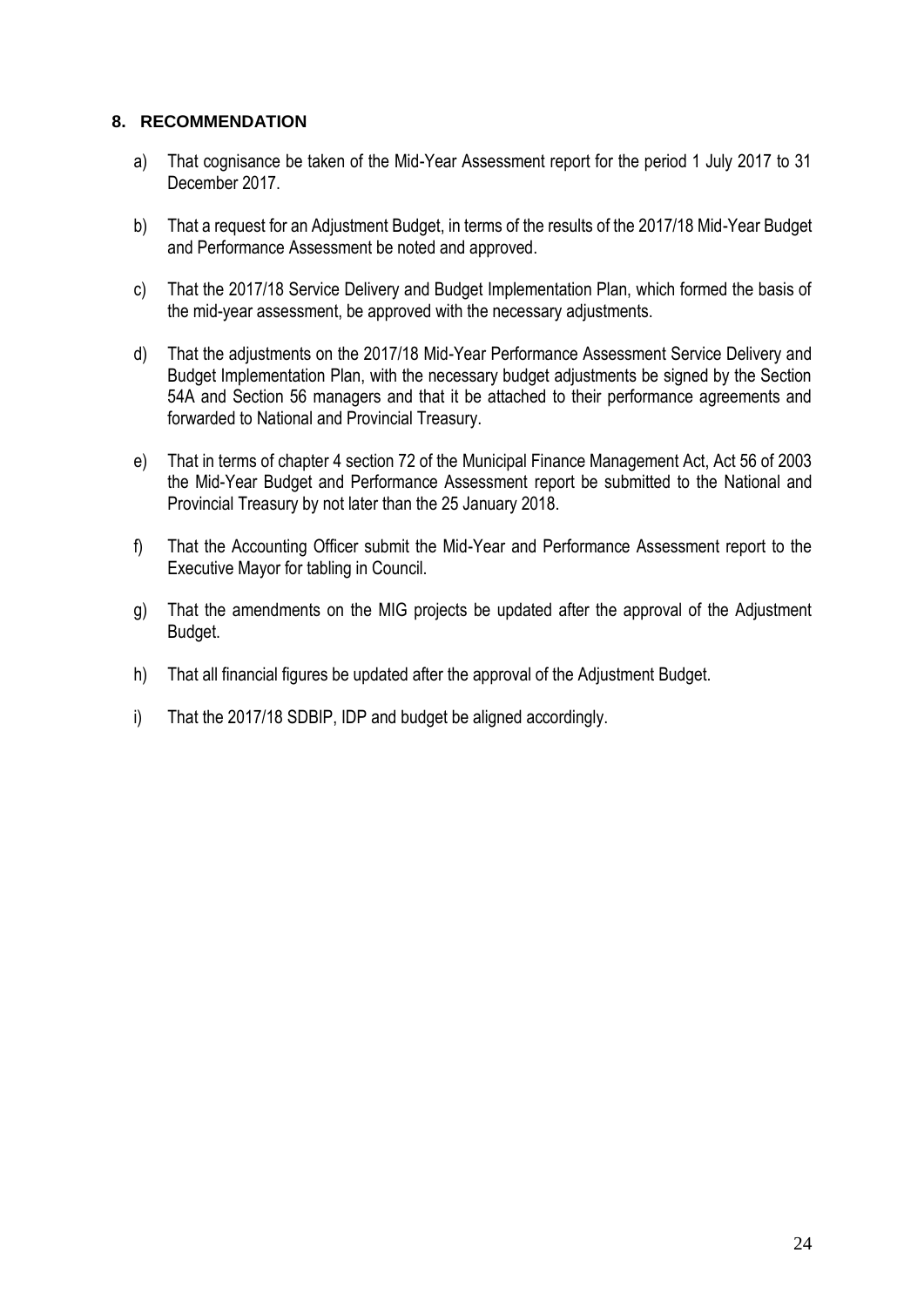## 8. RECOMMENDATION

a) That cognisance be taken of the Mid-Year Assessment report for the period 1 July 2017 to 31 December 2017.

b) That a request for an Adjustment Budget, in terms of the results of the 2017/18 Mid-Year Budget and Performance Assessment be noted and approved.

c) That the 2017/18 Service Delivery and Budget Implementation Plan, which formed the basis of the mid-year assessment, be approved with the necessary adjustments.

d) That the adjustments on the 2017/18 Mid-Year Performance Assessment Service Delivery and Budget Implementation Plan, with the necessary budget adjustments be signed by the Section 54A and Section 56 managers and that it be attached to their performance agreements and forwarded to National and Provincial Treasury.

e) That in terms of chapter 4 section 72 of the Municipal Finance Management Act, Act 56 of 2003 the Mid-Year Budget and Performance Assessment report be submitted to the National and Provincial Treasury by not later than the 25 January 2018.

f) That the Accounting Officer submit the Mid-Year and Performance Assessment report to the Executive Mayor for tabling in Council.

g) That the amendments on the MIG projects be updated after the approval of the Adjustment Budget.

h) That all financial figures be updated after the approval of the Adjustment Budget.

i) That the 2017/18 SDBIP, IDP and budget be aligned accordingly.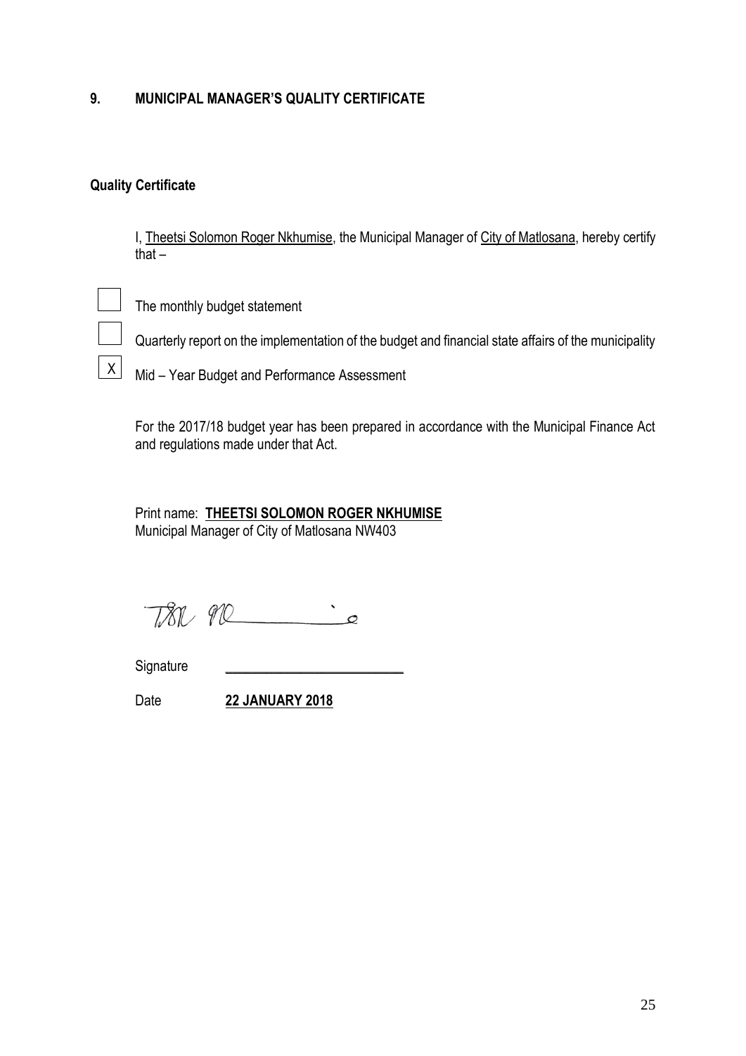## 9. MUNICIPAL MANAGER'S QUALITY CERTIFICATE

### Quality Certificate

I, Theetsi Solomon Roger Nkhumise, the Municipal Manager of City of Matlosana, hereby certify that –

- [ ] The monthly budget statement
- [ ] Quarterly report on the implementation of the budget and financial state affairs of the municipality
- [X] Mid – Year Budget and Performance Assessment

For the 2017/18 budget year has been prepared in accordance with the Municipal Finance Act and regulations made under that Act.

Print name: **THEETSI SOLOMON ROGER NKHUMISE**
Municipal Manager of City of Matlosana NW403

Signature \_\_\_\_\_\_\_\_\_\_\_\_\_\_\_\_\_\_\_\_\_\_\_\_\_\_

Date **22 JANUARY 2018**